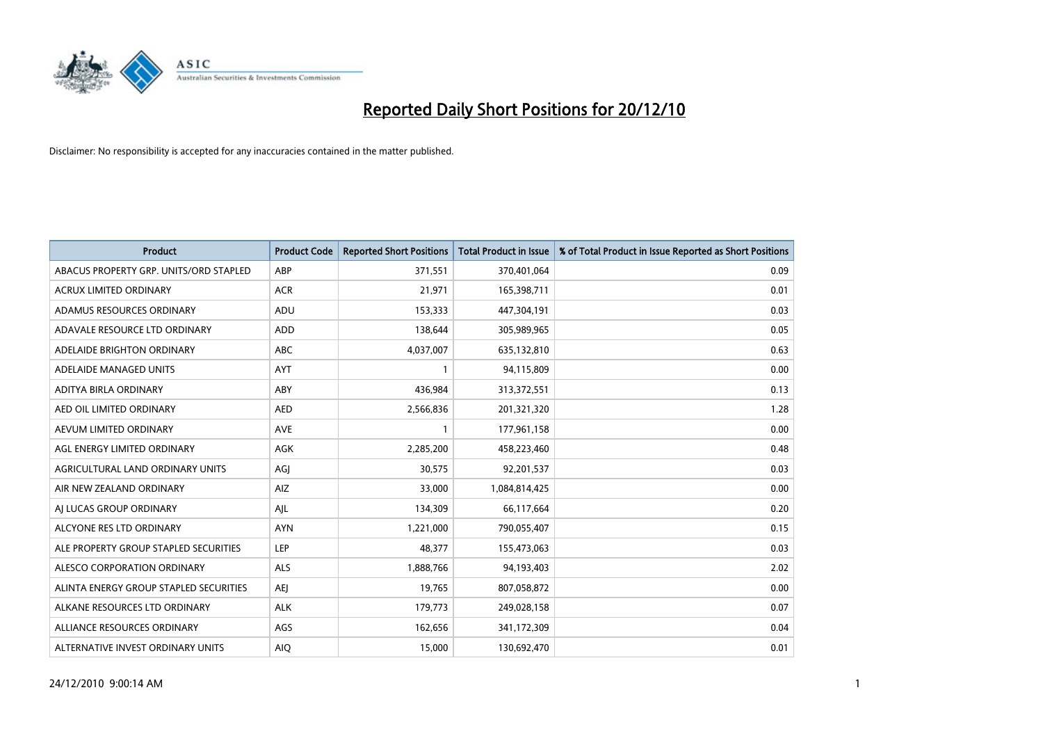# Reported Daily Short Positions for 20/12/10

Disclaimer: No responsibility is accepted for any inaccuracies contained in the matter published.

| Product | Product Code | Reported Short Positions | Total Product in Issue | % of Total Product in Issue Reported as Short Positions |
|---|---|---|---|---|
| ABACUS PROPERTY GRP. UNITS/ORD STAPLED | ABP | 371,551 | 370,401,064 | 0.09 |
| ACRUX LIMITED ORDINARY | ACR | 21,971 | 165,398,711 | 0.01 |
| ADAMUS RESOURCES ORDINARY | ADU | 153,333 | 447,304,191 | 0.03 |
| ADAVALE RESOURCE LTD ORDINARY | ADD | 138,644 | 305,989,965 | 0.05 |
| ADELAIDE BRIGHTON ORDINARY | ABC | 4,037,007 | 635,132,810 | 0.63 |
| ADELAIDE MANAGED UNITS | AYT | 1 | 94,115,809 | 0.00 |
| ADITYA BIRLA ORDINARY | ABY | 436,984 | 313,372,551 | 0.13 |
| AED OIL LIMITED ORDINARY | AED | 2,566,836 | 201,321,320 | 1.28 |
| AEVUM LIMITED ORDINARY | AVE | 1 | 177,961,158 | 0.00 |
| AGL ENERGY LIMITED ORDINARY | AGK | 2,285,200 | 458,223,460 | 0.48 |
| AGRICULTURAL LAND ORDINARY UNITS | AGJ | 30,575 | 92,201,537 | 0.03 |
| AIR NEW ZEALAND ORDINARY | AIZ | 33,000 | 1,084,814,425 | 0.00 |
| AJ LUCAS GROUP ORDINARY | AJL | 134,309 | 66,117,664 | 0.20 |
| ALCYONE RES LTD ORDINARY | AYN | 1,221,000 | 790,055,407 | 0.15 |
| ALE PROPERTY GROUP STAPLED SECURITIES | LEP | 48,377 | 155,473,063 | 0.03 |
| ALESCO CORPORATION ORDINARY | ALS | 1,888,766 | 94,193,403 | 2.02 |
| ALINTA ENERGY GROUP STAPLED SECURITIES | AEJ | 19,765 | 807,058,872 | 0.00 |
| ALKANE RESOURCES LTD ORDINARY | ALK | 179,773 | 249,028,158 | 0.07 |
| ALLIANCE RESOURCES ORDINARY | AGS | 162,656 | 341,172,309 | 0.04 |
| ALTERNATIVE INVEST ORDINARY UNITS | AIQ | 15,000 | 130,692,470 | 0.01 |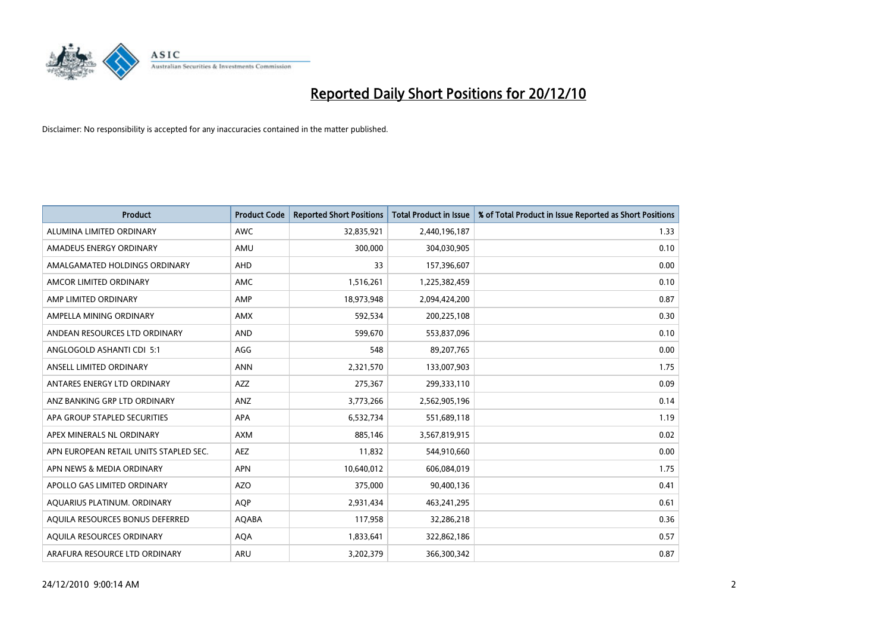# Reported Daily Short Positions for 20/12/10

Disclaimer: No responsibility is accepted for any inaccuracies contained in the matter published.

| Product | Product Code | Reported Short Positions | Total Product in Issue | % of Total Product in Issue Reported as Short Positions |
|---|---|---|---|---|
| ALUMINA LIMITED ORDINARY | AWC | 32,835,921 | 2,440,196,187 | 1.33 |
| AMADEUS ENERGY ORDINARY | AMU | 300,000 | 304,030,905 | 0.10 |
| AMALGAMATED HOLDINGS ORDINARY | AHD | 33 | 157,396,607 | 0.00 |
| AMCOR LIMITED ORDINARY | AMC | 1,516,261 | 1,225,382,459 | 0.10 |
| AMP LIMITED ORDINARY | AMP | 18,973,948 | 2,094,424,200 | 0.87 |
| AMPELLA MINING ORDINARY | AMX | 592,534 | 200,225,108 | 0.30 |
| ANDEAN RESOURCES LTD ORDINARY | AND | 599,670 | 553,837,096 | 0.10 |
| ANGLOGOLD ASHANTI CDI 5:1 | AGG | 548 | 89,207,765 | 0.00 |
| ANSELL LIMITED ORDINARY | ANN | 2,321,570 | 133,007,903 | 1.75 |
| ANTARES ENERGY LTD ORDINARY | AZZ | 275,367 | 299,333,110 | 0.09 |
| ANZ BANKING GRP LTD ORDINARY | ANZ | 3,773,266 | 2,562,905,196 | 0.14 |
| APA GROUP STAPLED SECURITIES | APA | 6,532,734 | 551,689,118 | 1.19 |
| APEX MINERALS NL ORDINARY | AXM | 885,146 | 3,567,819,915 | 0.02 |
| APN EUROPEAN RETAIL UNITS STAPLED SEC. | AEZ | 11,832 | 544,910,660 | 0.00 |
| APN NEWS & MEDIA ORDINARY | APN | 10,640,012 | 606,084,019 | 1.75 |
| APOLLO GAS LIMITED ORDINARY | AZO | 375,000 | 90,400,136 | 0.41 |
| AQUARIUS PLATINUM. ORDINARY | AQP | 2,931,434 | 463,241,295 | 0.61 |
| AQUILA RESOURCES BONUS DEFERRED | AQABA | 117,958 | 32,286,218 | 0.36 |
| AQUILA RESOURCES ORDINARY | AQA | 1,833,641 | 322,862,186 | 0.57 |
| ARAFURA RESOURCE LTD ORDINARY | ARU | 3,202,379 | 366,300,342 | 0.87 |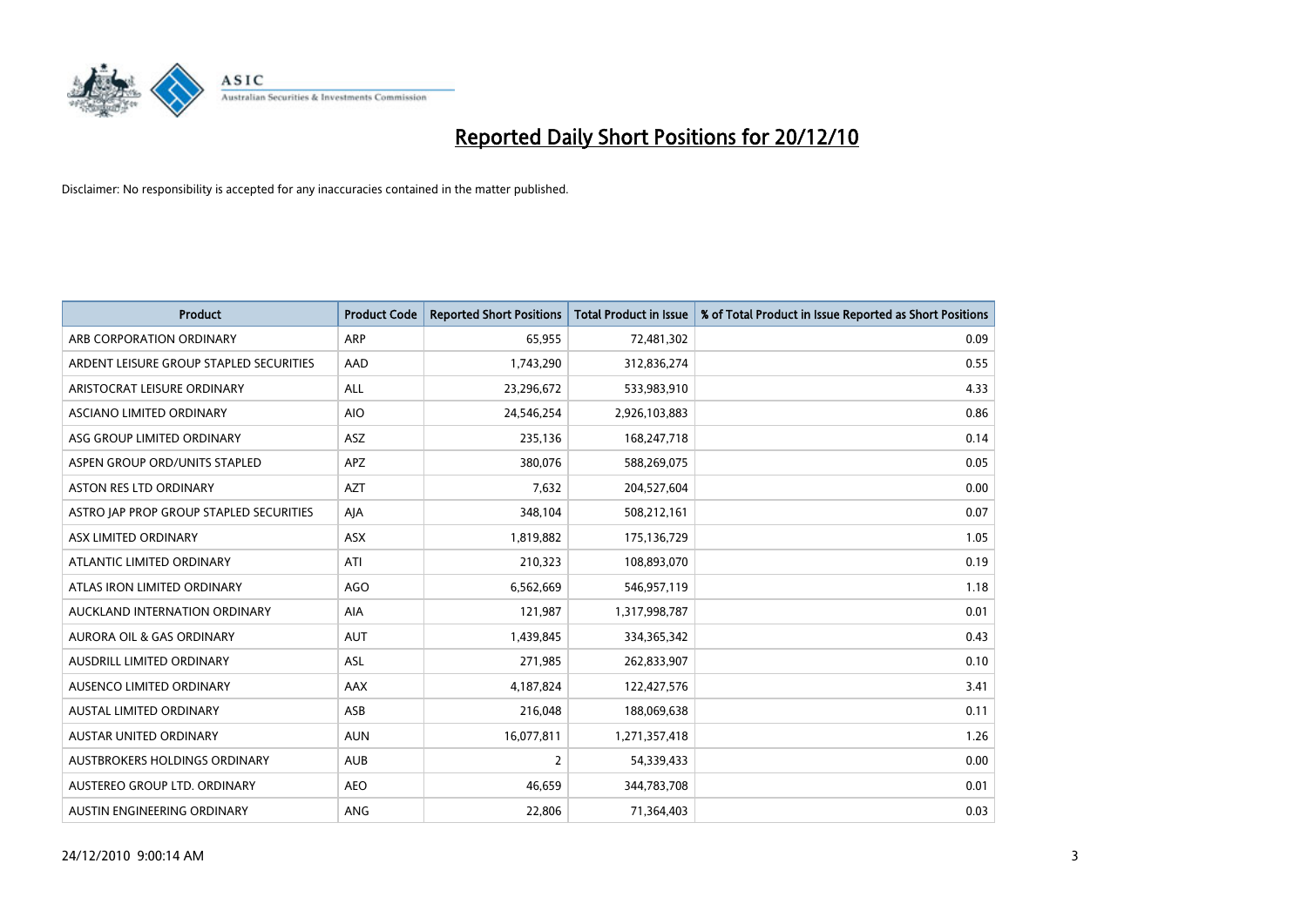# Reported Daily Short Positions for 20/12/10

Disclaimer: No responsibility is accepted for any inaccuracies contained in the matter published.

| Product | Product Code | Reported Short Positions | Total Product in Issue | % of Total Product in Issue Reported as Short Positions |
|---|---|---|---|---|
| ARB CORPORATION ORDINARY | ARP | 65,955 | 72,481,302 | 0.09 |
| ARDENT LEISURE GROUP STAPLED SECURITIES | AAD | 1,743,290 | 312,836,274 | 0.55 |
| ARISTOCRAT LEISURE ORDINARY | ALL | 23,296,672 | 533,983,910 | 4.33 |
| ASCIANO LIMITED ORDINARY | AIO | 24,546,254 | 2,926,103,883 | 0.86 |
| ASG GROUP LIMITED ORDINARY | ASZ | 235,136 | 168,247,718 | 0.14 |
| ASPEN GROUP ORD/UNITS STAPLED | APZ | 380,076 | 588,269,075 | 0.05 |
| ASTON RES LTD ORDINARY | AZT | 7,632 | 204,527,604 | 0.00 |
| ASTRO JAP PROP GROUP STAPLED SECURITIES | AJA | 348,104 | 508,212,161 | 0.07 |
| ASX LIMITED ORDINARY | ASX | 1,819,882 | 175,136,729 | 1.05 |
| ATLANTIC LIMITED ORDINARY | ATI | 210,323 | 108,893,070 | 0.19 |
| ATLAS IRON LIMITED ORDINARY | AGO | 6,562,669 | 546,957,119 | 1.18 |
| AUCKLAND INTERNATION ORDINARY | AIA | 121,987 | 1,317,998,787 | 0.01 |
| AURORA OIL & GAS ORDINARY | AUT | 1,439,845 | 334,365,342 | 0.43 |
| AUSDRILL LIMITED ORDINARY | ASL | 271,985 | 262,833,907 | 0.10 |
| AUSENCO LIMITED ORDINARY | AAX | 4,187,824 | 122,427,576 | 3.41 |
| AUSTAL LIMITED ORDINARY | ASB | 216,048 | 188,069,638 | 0.11 |
| AUSTAR UNITED ORDINARY | AUN | 16,077,811 | 1,271,357,418 | 1.26 |
| AUSTBROKERS HOLDINGS ORDINARY | AUB | 2 | 54,339,433 | 0.00 |
| AUSTEREO GROUP LTD. ORDINARY | AEO | 46,659 | 344,783,708 | 0.01 |
| AUSTIN ENGINEERING ORDINARY | ANG | 22,806 | 71,364,403 | 0.03 |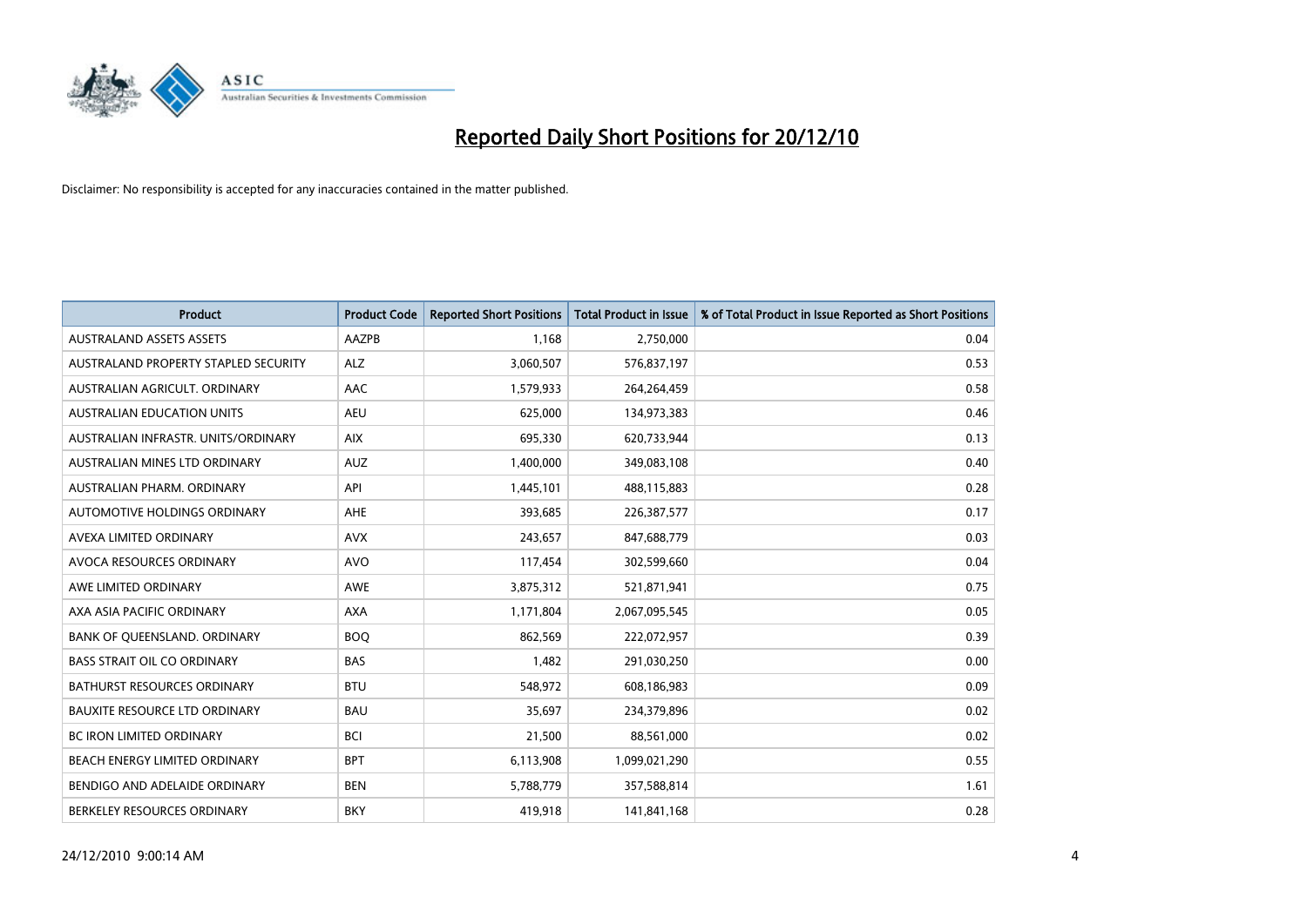# Reported Daily Short Positions for 20/12/10

Disclaimer: No responsibility is accepted for any inaccuracies contained in the matter published.

| Product | Product Code | Reported Short Positions | Total Product in Issue | % of Total Product in Issue Reported as Short Positions |
|---|---|---|---|---|
| AUSTRALAND ASSETS ASSETS | AAZPB | 1,168 | 2,750,000 | 0.04 |
| AUSTRALAND PROPERTY STAPLED SECURITY | ALZ | 3,060,507 | 576,837,197 | 0.53 |
| AUSTRALIAN AGRICULT. ORDINARY | AAC | 1,579,933 | 264,264,459 | 0.58 |
| AUSTRALIAN EDUCATION UNITS | AEU | 625,000 | 134,973,383 | 0.46 |
| AUSTRALIAN INFRASTR. UNITS/ORDINARY | AIX | 695,330 | 620,733,944 | 0.13 |
| AUSTRALIAN MINES LTD ORDINARY | AUZ | 1,400,000 | 349,083,108 | 0.40 |
| AUSTRALIAN PHARM. ORDINARY | API | 1,445,101 | 488,115,883 | 0.28 |
| AUTOMOTIVE HOLDINGS ORDINARY | AHE | 393,685 | 226,387,577 | 0.17 |
| AVEXA LIMITED ORDINARY | AVX | 243,657 | 847,688,779 | 0.03 |
| AVOCA RESOURCES ORDINARY | AVO | 117,454 | 302,599,660 | 0.04 |
| AWE LIMITED ORDINARY | AWE | 3,875,312 | 521,871,941 | 0.75 |
| AXA ASIA PACIFIC ORDINARY | AXA | 1,171,804 | 2,067,095,545 | 0.05 |
| BANK OF QUEENSLAND. ORDINARY | BOQ | 862,569 | 222,072,957 | 0.39 |
| BASS STRAIT OIL CO ORDINARY | BAS | 1,482 | 291,030,250 | 0.00 |
| BATHURST RESOURCES ORDINARY | BTU | 548,972 | 608,186,983 | 0.09 |
| BAUXITE RESOURCE LTD ORDINARY | BAU | 35,697 | 234,379,896 | 0.02 |
| BC IRON LIMITED ORDINARY | BCI | 21,500 | 88,561,000 | 0.02 |
| BEACH ENERGY LIMITED ORDINARY | BPT | 6,113,908 | 1,099,021,290 | 0.55 |
| BENDIGO AND ADELAIDE ORDINARY | BEN | 5,788,779 | 357,588,814 | 1.61 |
| BERKELEY RESOURCES ORDINARY | BKY | 419,918 | 141,841,168 | 0.28 |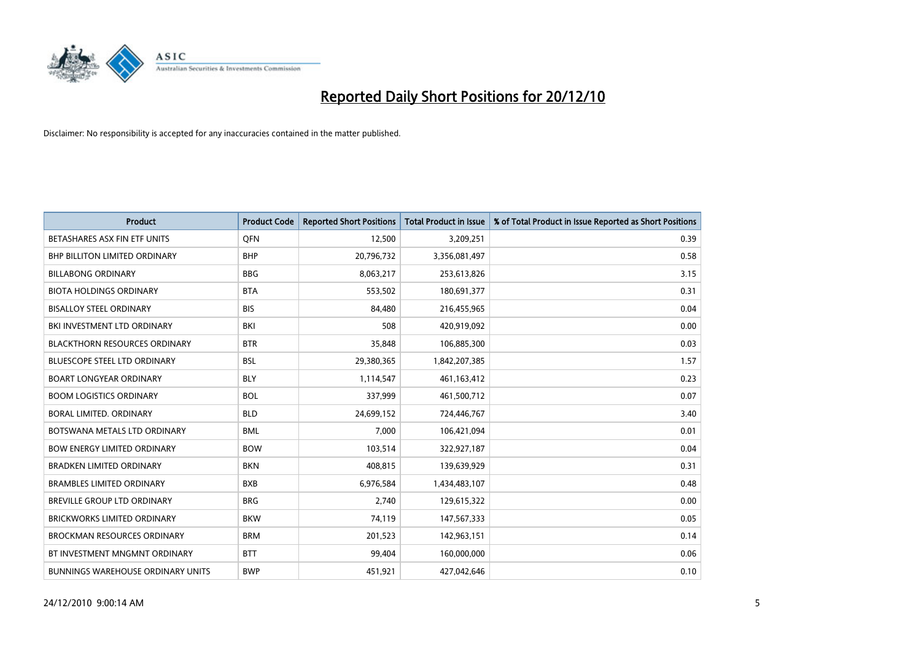# Reported Daily Short Positions for 20/12/10

Disclaimer: No responsibility is accepted for any inaccuracies contained in the matter published.

| Product | Product Code | Reported Short Positions | Total Product in Issue | % of Total Product in Issue Reported as Short Positions |
| --- | --- | --- | --- | --- |
| BETASHARES ASX FIN ETF UNITS | QFN | 12,500 | 3,209,251 | 0.39 |
| BHP BILLITON LIMITED ORDINARY | BHP | 20,796,732 | 3,356,081,497 | 0.58 |
| BILLABONG ORDINARY | BBG | 8,063,217 | 253,613,826 | 3.15 |
| BIOTA HOLDINGS ORDINARY | BTA | 553,502 | 180,691,377 | 0.31 |
| BISALLOY STEEL ORDINARY | BIS | 84,480 | 216,455,965 | 0.04 |
| BKI INVESTMENT LTD ORDINARY | BKI | 508 | 420,919,092 | 0.00 |
| BLACKTHORN RESOURCES ORDINARY | BTR | 35,848 | 106,885,300 | 0.03 |
| BLUESCOPE STEEL LTD ORDINARY | BSL | 29,380,365 | 1,842,207,385 | 1.57 |
| BOART LONGYEAR ORDINARY | BLY | 1,114,547 | 461,163,412 | 0.23 |
| BOOM LOGISTICS ORDINARY | BOL | 337,999 | 461,500,712 | 0.07 |
| BORAL LIMITED. ORDINARY | BLD | 24,699,152 | 724,446,767 | 3.40 |
| BOTSWANA METALS LTD ORDINARY | BML | 7,000 | 106,421,094 | 0.01 |
| BOW ENERGY LIMITED ORDINARY | BOW | 103,514 | 322,927,187 | 0.04 |
| BRADKEN LIMITED ORDINARY | BKN | 408,815 | 139,639,929 | 0.31 |
| BRAMBLES LIMITED ORDINARY | BXB | 6,976,584 | 1,434,483,107 | 0.48 |
| BREVILLE GROUP LTD ORDINARY | BRG | 2,740 | 129,615,322 | 0.00 |
| BRICKWORKS LIMITED ORDINARY | BKW | 74,119 | 147,567,333 | 0.05 |
| BROCKMAN RESOURCES ORDINARY | BRM | 201,523 | 142,963,151 | 0.14 |
| BT INVESTMENT MNGMNT ORDINARY | BTT | 99,404 | 160,000,000 | 0.06 |
| BUNNINGS WAREHOUSE ORDINARY UNITS | BWP | 451,921 | 427,042,646 | 0.10 |

24/12/2010 9:00:14 AM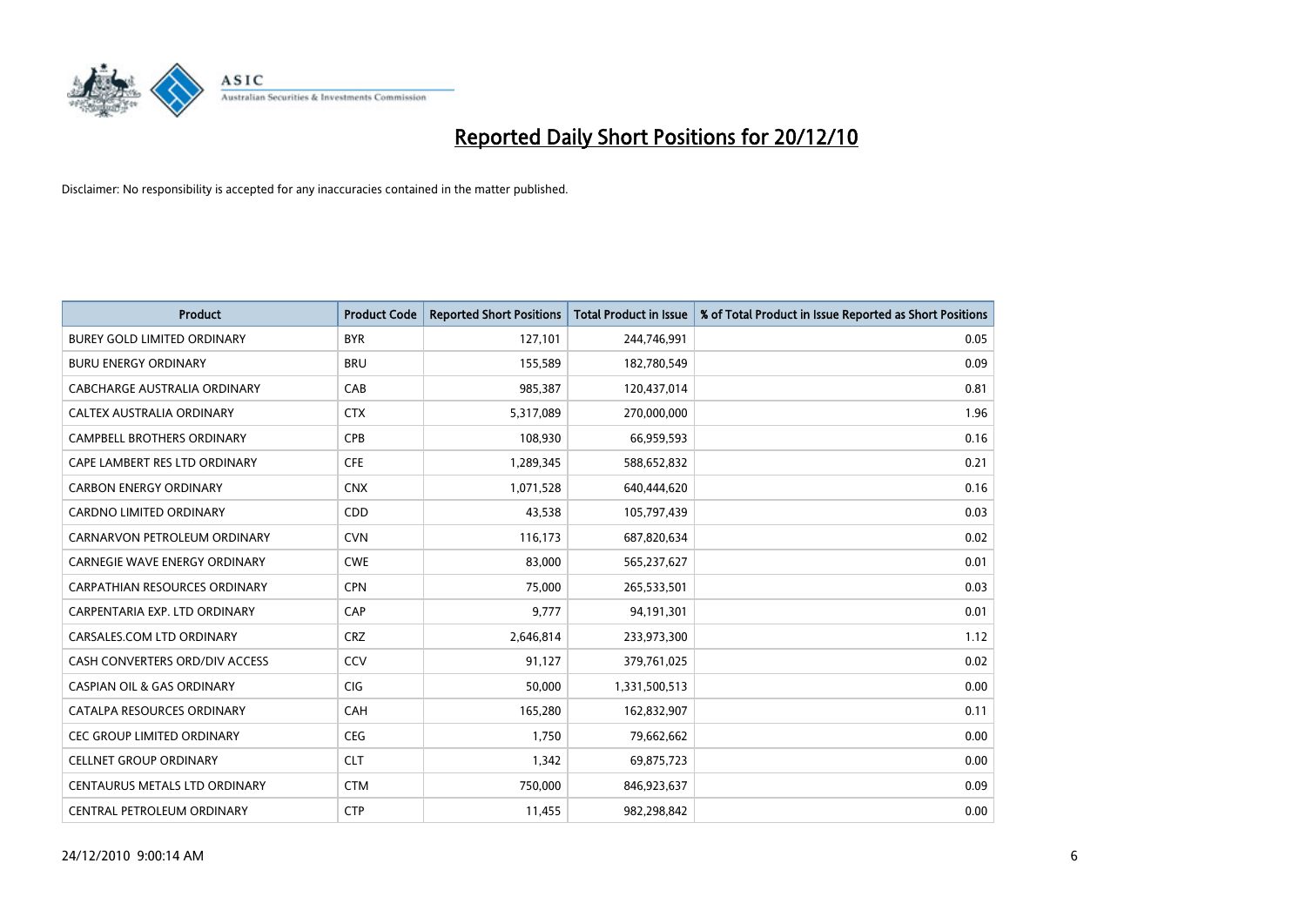# Reported Daily Short Positions for 20/12/10

Disclaimer: No responsibility is accepted for any inaccuracies contained in the matter published.

| Product | Product Code | Reported Short Positions | Total Product in Issue | % of Total Product in Issue Reported as Short Positions |
|---|---|---|---|---|
| BUREY GOLD LIMITED ORDINARY | BYR | 127,101 | 244,746,991 | 0.05 |
| BURU ENERGY ORDINARY | BRU | 155,589 | 182,780,549 | 0.09 |
| CABCHARGE AUSTRALIA ORDINARY | CAB | 985,387 | 120,437,014 | 0.81 |
| CALTEX AUSTRALIA ORDINARY | CTX | 5,317,089 | 270,000,000 | 1.96 |
| CAMPBELL BROTHERS ORDINARY | CPB | 108,930 | 66,959,593 | 0.16 |
| CAPE LAMBERT RES LTD ORDINARY | CFE | 1,289,345 | 588,652,832 | 0.21 |
| CARBON ENERGY ORDINARY | CNX | 1,071,528 | 640,444,620 | 0.16 |
| CARDNO LIMITED ORDINARY | CDD | 43,538 | 105,797,439 | 0.03 |
| CARNARVON PETROLEUM ORDINARY | CVN | 116,173 | 687,820,634 | 0.02 |
| CARNEGIE WAVE ENERGY ORDINARY | CWE | 83,000 | 565,237,627 | 0.01 |
| CARPATHIAN RESOURCES ORDINARY | CPN | 75,000 | 265,533,501 | 0.03 |
| CARPENTARIA EXP. LTD ORDINARY | CAP | 9,777 | 94,191,301 | 0.01 |
| CARSALES.COM LTD ORDINARY | CRZ | 2,646,814 | 233,973,300 | 1.12 |
| CASH CONVERTERS ORD/DIV ACCESS | CCV | 91,127 | 379,761,025 | 0.02 |
| CASPIAN OIL & GAS ORDINARY | CIG | 50,000 | 1,331,500,513 | 0.00 |
| CATALPA RESOURCES ORDINARY | CAH | 165,280 | 162,832,907 | 0.11 |
| CEC GROUP LIMITED ORDINARY | CEG | 1,750 | 79,662,662 | 0.00 |
| CELLNET GROUP ORDINARY | CLT | 1,342 | 69,875,723 | 0.00 |
| CENTAURUS METALS LTD ORDINARY | CTM | 750,000 | 846,923,637 | 0.09 |
| CENTRAL PETROLEUM ORDINARY | CTP | 11,455 | 982,298,842 | 0.00 |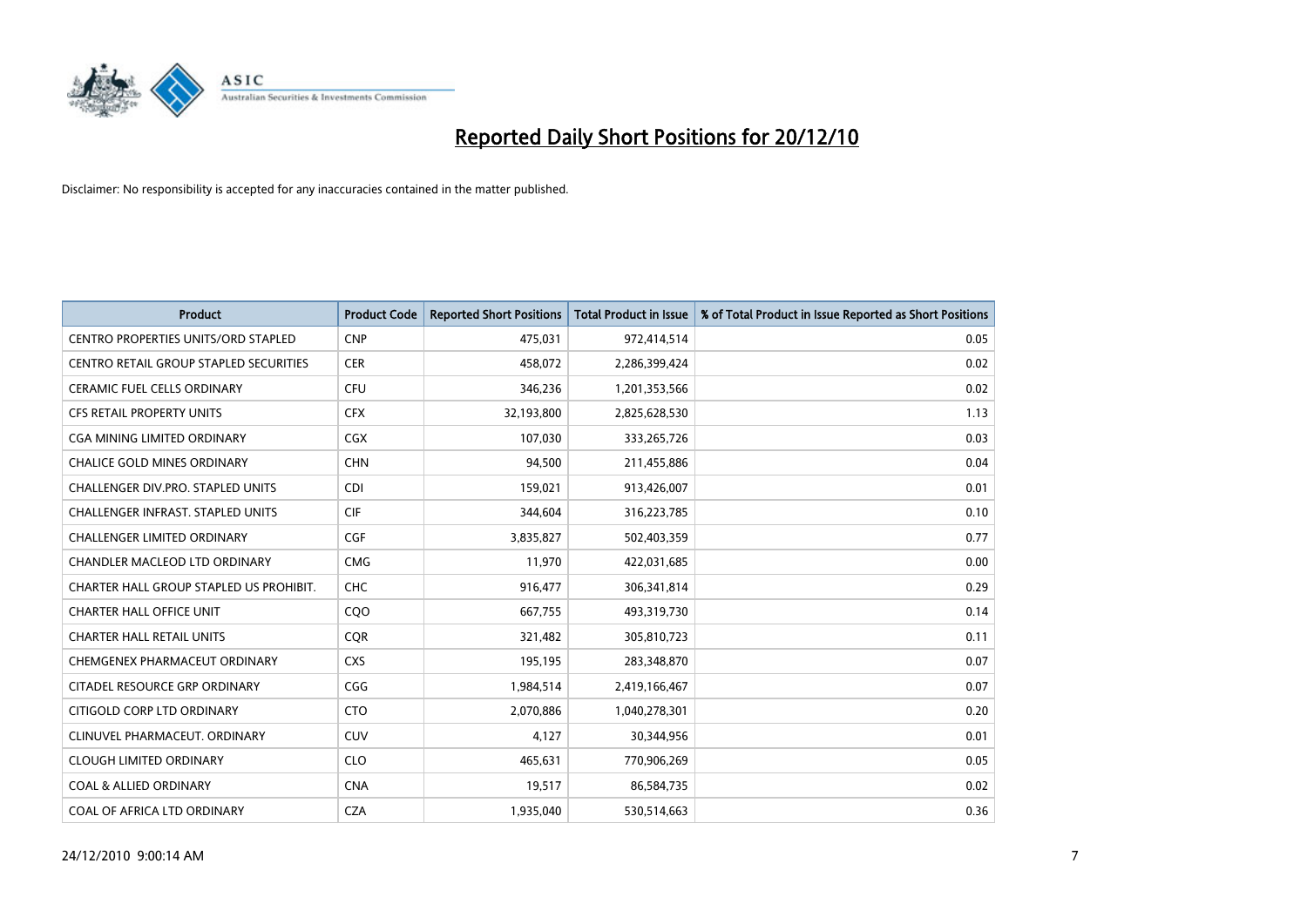# Reported Daily Short Positions for 20/12/10

Disclaimer: No responsibility is accepted for any inaccuracies contained in the matter published.

| Product | Product Code | Reported Short Positions | Total Product in Issue | % of Total Product in Issue Reported as Short Positions |
|---|---|---|---|---|
| CENTRO PROPERTIES UNITS/ORD STAPLED | CNP | 475,031 | 972,414,514 | 0.05 |
| CENTRO RETAIL GROUP STAPLED SECURITIES | CER | 458,072 | 2,286,399,424 | 0.02 |
| CERAMIC FUEL CELLS ORDINARY | CFU | 346,236 | 1,201,353,566 | 0.02 |
| CFS RETAIL PROPERTY UNITS | CFX | 32,193,800 | 2,825,628,530 | 1.13 |
| CGA MINING LIMITED ORDINARY | CGX | 107,030 | 333,265,726 | 0.03 |
| CHALICE GOLD MINES ORDINARY | CHN | 94,500 | 211,455,886 | 0.04 |
| CHALLENGER DIV.PRO. STAPLED UNITS | CDI | 159,021 | 913,426,007 | 0.01 |
| CHALLENGER INFRAST. STAPLED UNITS | CIF | 344,604 | 316,223,785 | 0.10 |
| CHALLENGER LIMITED ORDINARY | CGF | 3,835,827 | 502,403,359 | 0.77 |
| CHANDLER MACLEOD LTD ORDINARY | CMG | 11,970 | 422,031,685 | 0.00 |
| CHARTER HALL GROUP STAPLED US PROHIBIT. | CHC | 916,477 | 306,341,814 | 0.29 |
| CHARTER HALL OFFICE UNIT | CQO | 667,755 | 493,319,730 | 0.14 |
| CHARTER HALL RETAIL UNITS | CQR | 321,482 | 305,810,723 | 0.11 |
| CHEMGENEX PHARMACEUT ORDINARY | CXS | 195,195 | 283,348,870 | 0.07 |
| CITADEL RESOURCE GRP ORDINARY | CGG | 1,984,514 | 2,419,166,467 | 0.07 |
| CITIGOLD CORP LTD ORDINARY | CTO | 2,070,886 | 1,040,278,301 | 0.20 |
| CLINUVEL PHARMACEUT. ORDINARY | CUV | 4,127 | 30,344,956 | 0.01 |
| CLOUGH LIMITED ORDINARY | CLO | 465,631 | 770,906,269 | 0.05 |
| COAL & ALLIED ORDINARY | CNA | 19,517 | 86,584,735 | 0.02 |
| COAL OF AFRICA LTD ORDINARY | CZA | 1,935,040 | 530,514,663 | 0.36 |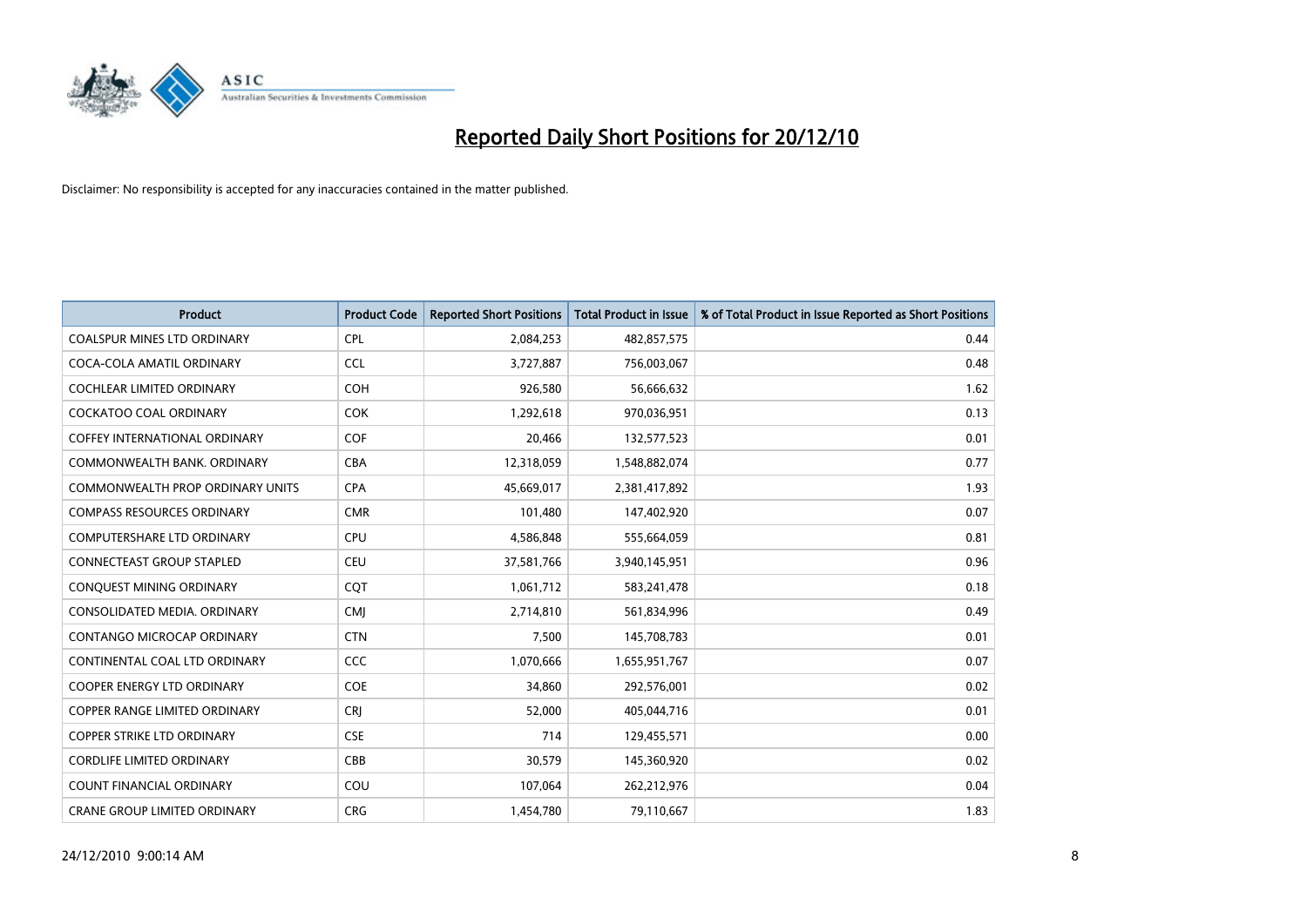# Reported Daily Short Positions for 20/12/10

Disclaimer: No responsibility is accepted for any inaccuracies contained in the matter published.

| Product | Product Code | Reported Short Positions | Total Product in Issue | % of Total Product in Issue Reported as Short Positions |
|---|---|---|---|---|
| COALSPUR MINES LTD ORDINARY | CPL | 2,084,253 | 482,857,575 | 0.44 |
| COCA-COLA AMATIL ORDINARY | CCL | 3,727,887 | 756,003,067 | 0.48 |
| COCHLEAR LIMITED ORDINARY | COH | 926,580 | 56,666,632 | 1.62 |
| COCKATOO COAL ORDINARY | COK | 1,292,618 | 970,036,951 | 0.13 |
| COFFEY INTERNATIONAL ORDINARY | COF | 20,466 | 132,577,523 | 0.01 |
| COMMONWEALTH BANK. ORDINARY | CBA | 12,318,059 | 1,548,882,074 | 0.77 |
| COMMONWEALTH PROP ORDINARY UNITS | CPA | 45,669,017 | 2,381,417,892 | 1.93 |
| COMPASS RESOURCES ORDINARY | CMR | 101,480 | 147,402,920 | 0.07 |
| COMPUTERSHARE LTD ORDINARY | CPU | 4,586,848 | 555,664,059 | 0.81 |
| CONNECTEAST GROUP STAPLED | CEU | 37,581,766 | 3,940,145,951 | 0.96 |
| CONQUEST MINING ORDINARY | CQT | 1,061,712 | 583,241,478 | 0.18 |
| CONSOLIDATED MEDIA. ORDINARY | CMJ | 2,714,810 | 561,834,996 | 0.49 |
| CONTANGO MICROCAP ORDINARY | CTN | 7,500 | 145,708,783 | 0.01 |
| CONTINENTAL COAL LTD ORDINARY | CCC | 1,070,666 | 1,655,951,767 | 0.07 |
| COOPER ENERGY LTD ORDINARY | COE | 34,860 | 292,576,001 | 0.02 |
| COPPER RANGE LIMITED ORDINARY | CRJ | 52,000 | 405,044,716 | 0.01 |
| COPPER STRIKE LTD ORDINARY | CSE | 714 | 129,455,571 | 0.00 |
| CORDLIFE LIMITED ORDINARY | CBB | 30,579 | 145,360,920 | 0.02 |
| COUNT FINANCIAL ORDINARY | COU | 107,064 | 262,212,976 | 0.04 |
| CRANE GROUP LIMITED ORDINARY | CRG | 1,454,780 | 79,110,667 | 1.83 |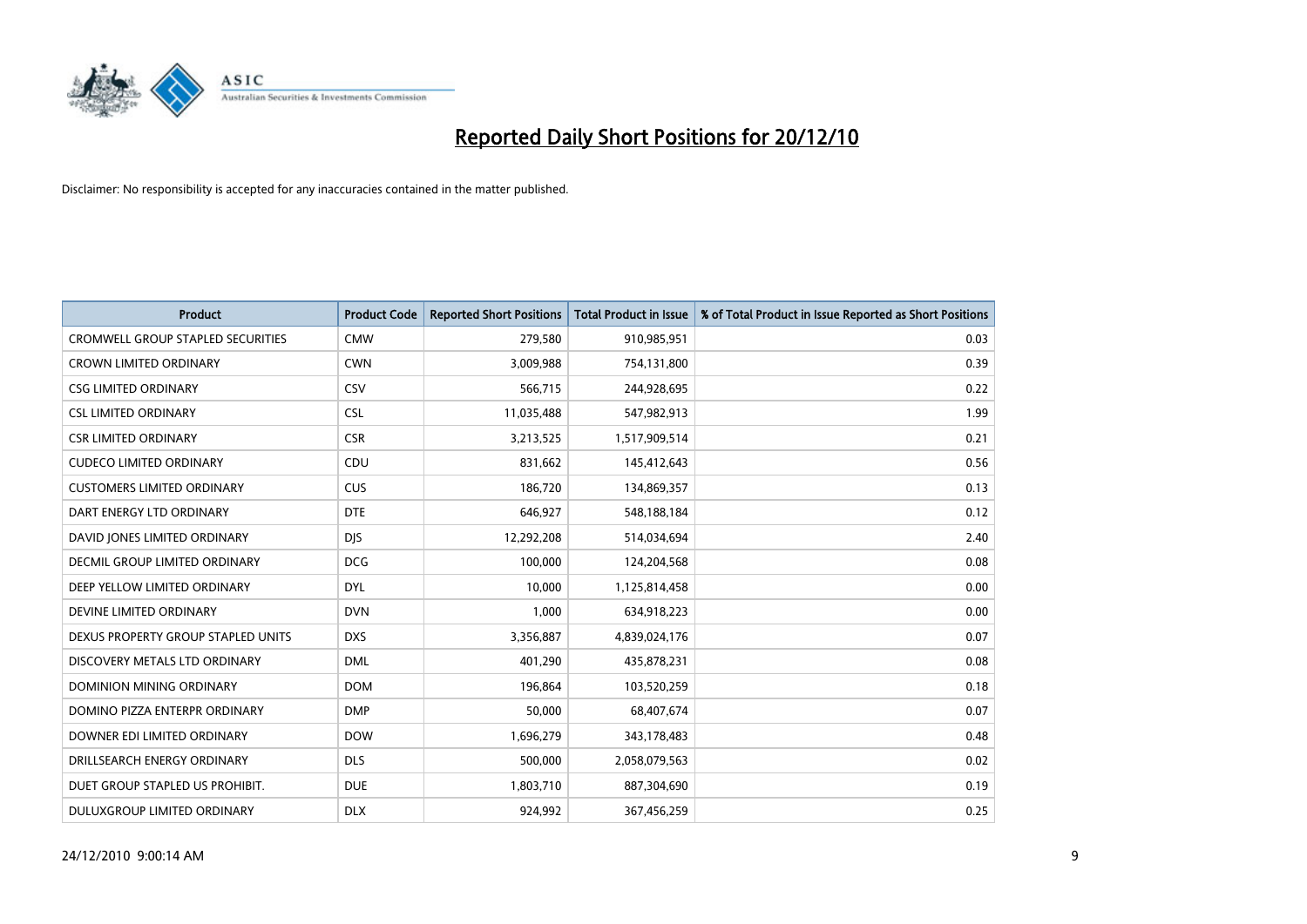# Reported Daily Short Positions for 20/12/10

Disclaimer: No responsibility is accepted for any inaccuracies contained in the matter published.

| Product | Product Code | Reported Short Positions | Total Product in Issue | % of Total Product in Issue Reported as Short Positions |
|---|---|---|---|---|
| CROMWELL GROUP STAPLED SECURITIES | CMW | 279,580 | 910,985,951 | 0.03 |
| CROWN LIMITED ORDINARY | CWN | 3,009,988 | 754,131,800 | 0.39 |
| CSG LIMITED ORDINARY | CSV | 566,715 | 244,928,695 | 0.22 |
| CSL LIMITED ORDINARY | CSL | 11,035,488 | 547,982,913 | 1.99 |
| CSR LIMITED ORDINARY | CSR | 3,213,525 | 1,517,909,514 | 0.21 |
| CUDECO LIMITED ORDINARY | CDU | 831,662 | 145,412,643 | 0.56 |
| CUSTOMERS LIMITED ORDINARY | CUS | 186,720 | 134,869,357 | 0.13 |
| DART ENERGY LTD ORDINARY | DTE | 646,927 | 548,188,184 | 0.12 |
| DAVID JONES LIMITED ORDINARY | DJS | 12,292,208 | 514,034,694 | 2.40 |
| DECMIL GROUP LIMITED ORDINARY | DCG | 100,000 | 124,204,568 | 0.08 |
| DEEP YELLOW LIMITED ORDINARY | DYL | 10,000 | 1,125,814,458 | 0.00 |
| DEVINE LIMITED ORDINARY | DVN | 1,000 | 634,918,223 | 0.00 |
| DEXUS PROPERTY GROUP STAPLED UNITS | DXS | 3,356,887 | 4,839,024,176 | 0.07 |
| DISCOVERY METALS LTD ORDINARY | DML | 401,290 | 435,878,231 | 0.08 |
| DOMINION MINING ORDINARY | DOM | 196,864 | 103,520,259 | 0.18 |
| DOMINO PIZZA ENTERPR ORDINARY | DMP | 50,000 | 68,407,674 | 0.07 |
| DOWNER EDI LIMITED ORDINARY | DOW | 1,696,279 | 343,178,483 | 0.48 |
| DRILLSEARCH ENERGY ORDINARY | DLS | 500,000 | 2,058,079,563 | 0.02 |
| DUET GROUP STAPLED US PROHIBIT. | DUE | 1,803,710 | 887,304,690 | 0.19 |
| DULUXGROUP LIMITED ORDINARY | DLX | 924,992 | 367,456,259 | 0.25 |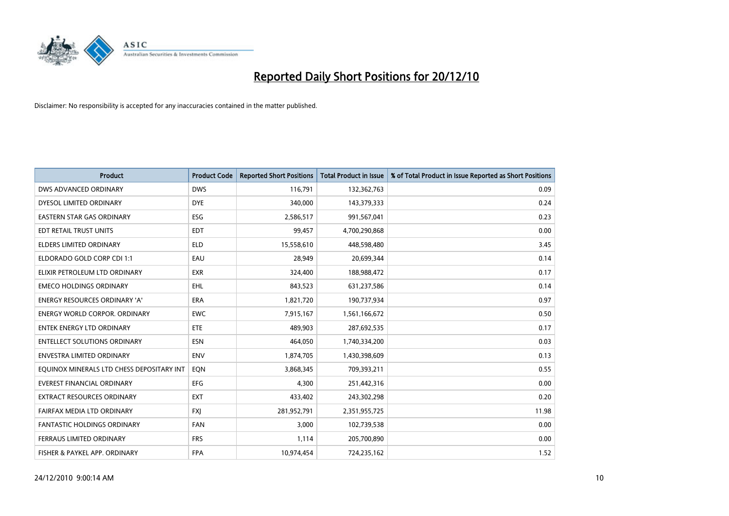# Reported Daily Short Positions for 20/12/10

Disclaimer: No responsibility is accepted for any inaccuracies contained in the matter published.

| Product | Product Code | Reported Short Positions | Total Product in Issue | % of Total Product in Issue Reported as Short Positions |
|---|---|---|---|---|
| DWS ADVANCED ORDINARY | DWS | 116,791 | 132,362,763 | 0.09 |
| DYESOL LIMITED ORDINARY | DYE | 340,000 | 143,379,333 | 0.24 |
| EASTERN STAR GAS ORDINARY | ESG | 2,586,517 | 991,567,041 | 0.23 |
| EDT RETAIL TRUST UNITS | EDT | 99,457 | 4,700,290,868 | 0.00 |
| ELDERS LIMITED ORDINARY | ELD | 15,558,610 | 448,598,480 | 3.45 |
| ELDORADO GOLD CORP CDI 1:1 | EAU | 28,949 | 20,699,344 | 0.14 |
| ELIXIR PETROLEUM LTD ORDINARY | EXR | 324,400 | 188,988,472 | 0.17 |
| EMECO HOLDINGS ORDINARY | EHL | 843,523 | 631,237,586 | 0.14 |
| ENERGY RESOURCES ORDINARY 'A' | ERA | 1,821,720 | 190,737,934 | 0.97 |
| ENERGY WORLD CORPOR. ORDINARY | EWC | 7,915,167 | 1,561,166,672 | 0.50 |
| ENTEK ENERGY LTD ORDINARY | ETE | 489,903 | 287,692,535 | 0.17 |
| ENTELLECT SOLUTIONS ORDINARY | ESN | 464,050 | 1,740,334,200 | 0.03 |
| ENVESTRA LIMITED ORDINARY | ENV | 1,874,705 | 1,430,398,609 | 0.13 |
| EQUINOX MINERALS LTD CHESS DEPOSITARY INT | EQN | 3,868,345 | 709,393,211 | 0.55 |
| EVEREST FINANCIAL ORDINARY | EFG | 4,300 | 251,442,316 | 0.00 |
| EXTRACT RESOURCES ORDINARY | EXT | 433,402 | 243,302,298 | 0.20 |
| FAIRFAX MEDIA LTD ORDINARY | FXJ | 281,952,791 | 2,351,955,725 | 11.98 |
| FANTASTIC HOLDINGS ORDINARY | FAN | 3,000 | 102,739,538 | 0.00 |
| FERRAUS LIMITED ORDINARY | FRS | 1,114 | 205,700,890 | 0.00 |
| FISHER & PAYKEL APP. ORDINARY | FPA | 10,974,454 | 724,235,162 | 1.52 |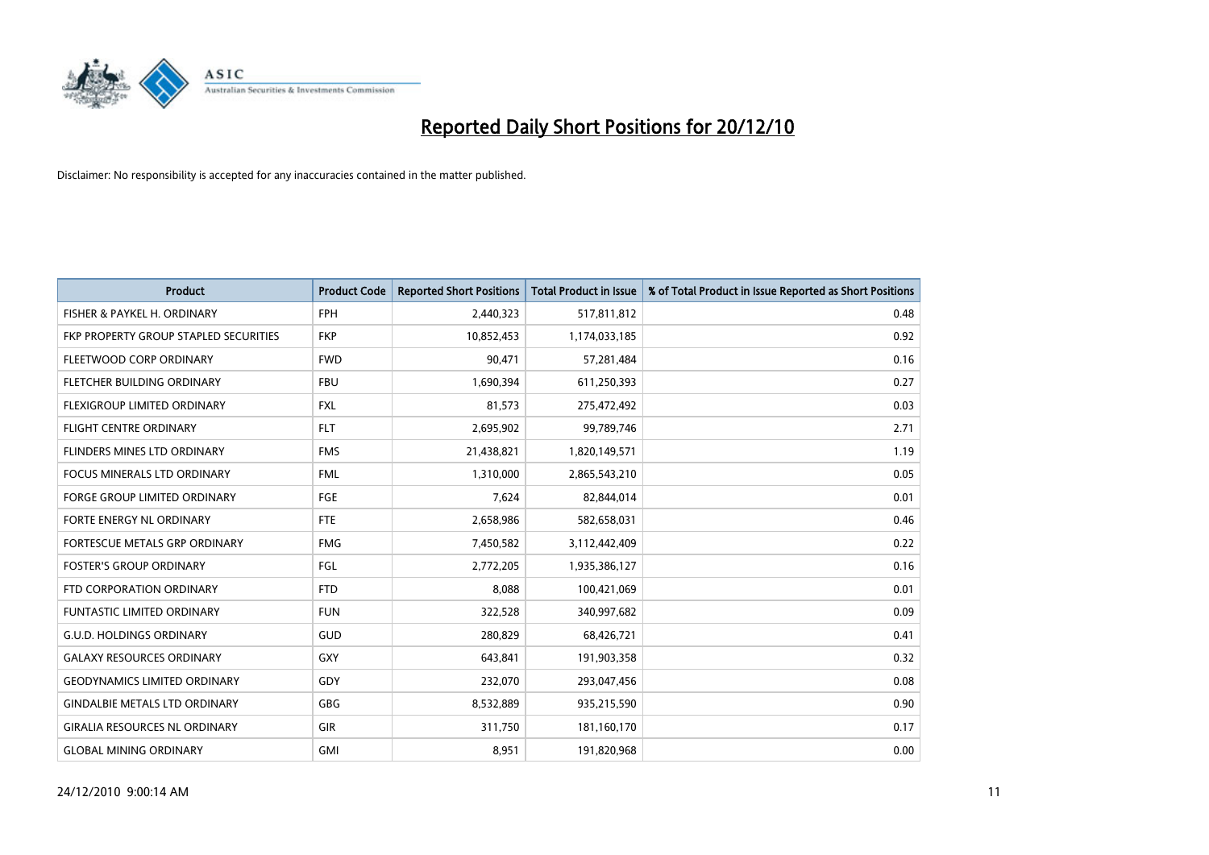# Reported Daily Short Positions for 20/12/10

Disclaimer: No responsibility is accepted for any inaccuracies contained in the matter published.

| Product | Product Code | Reported Short Positions | Total Product in Issue | % of Total Product in Issue Reported as Short Positions |
|---|---|---|---|---|
| FISHER & PAYKEL H. ORDINARY | FPH | 2,440,323 | 517,811,812 | 0.48 |
| FKP PROPERTY GROUP STAPLED SECURITIES | FKP | 10,852,453 | 1,174,033,185 | 0.92 |
| FLEETWOOD CORP ORDINARY | FWD | 90,471 | 57,281,484 | 0.16 |
| FLETCHER BUILDING ORDINARY | FBU | 1,690,394 | 611,250,393 | 0.27 |
| FLEXIGROUP LIMITED ORDINARY | FXL | 81,573 | 275,472,492 | 0.03 |
| FLIGHT CENTRE ORDINARY | FLT | 2,695,902 | 99,789,746 | 2.71 |
| FLINDERS MINES LTD ORDINARY | FMS | 21,438,821 | 1,820,149,571 | 1.19 |
| FOCUS MINERALS LTD ORDINARY | FML | 1,310,000 | 2,865,543,210 | 0.05 |
| FORGE GROUP LIMITED ORDINARY | FGE | 7,624 | 82,844,014 | 0.01 |
| FORTE ENERGY NL ORDINARY | FTE | 2,658,986 | 582,658,031 | 0.46 |
| FORTESCUE METALS GRP ORDINARY | FMG | 7,450,582 | 3,112,442,409 | 0.22 |
| FOSTER'S GROUP ORDINARY | FGL | 2,772,205 | 1,935,386,127 | 0.16 |
| FTD CORPORATION ORDINARY | FTD | 8,088 | 100,421,069 | 0.01 |
| FUNTASTIC LIMITED ORDINARY | FUN | 322,528 | 340,997,682 | 0.09 |
| G.U.D. HOLDINGS ORDINARY | GUD | 280,829 | 68,426,721 | 0.41 |
| GALAXY RESOURCES ORDINARY | GXY | 643,841 | 191,903,358 | 0.32 |
| GEODYNAMICS LIMITED ORDINARY | GDY | 232,070 | 293,047,456 | 0.08 |
| GINDALBIE METALS LTD ORDINARY | GBG | 8,532,889 | 935,215,590 | 0.90 |
| GIRALIA RESOURCES NL ORDINARY | GIR | 311,750 | 181,160,170 | 0.17 |
| GLOBAL MINING ORDINARY | GMI | 8,951 | 191,820,968 | 0.00 |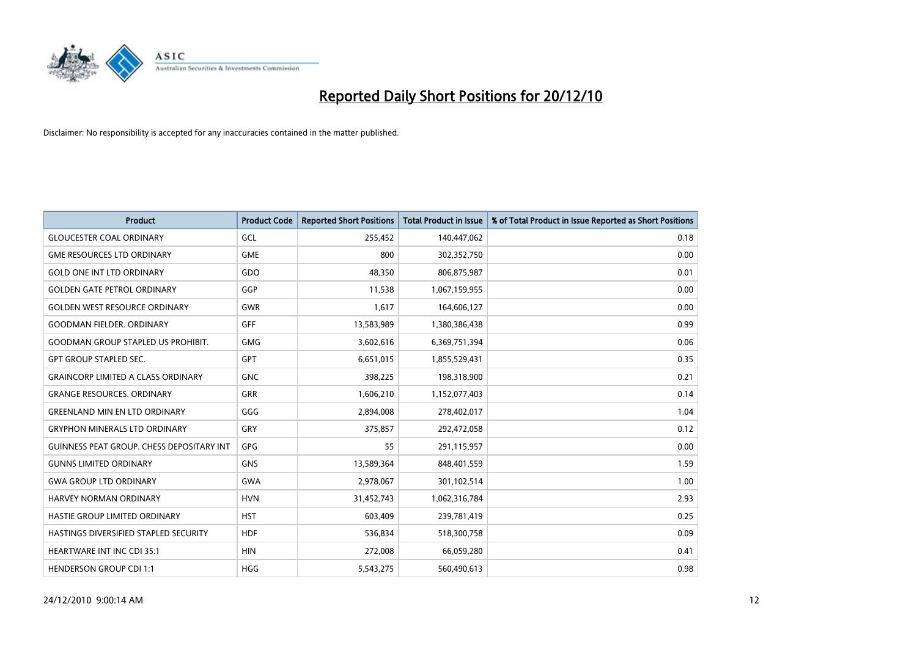# Reported Daily Short Positions for 20/12/10

Disclaimer: No responsibility is accepted for any inaccuracies contained in the matter published.

| Product | Product Code | Reported Short Positions | Total Product in Issue | % of Total Product in Issue Reported as Short Positions |
|---|---|---|---|---|
| GLOUCESTER COAL ORDINARY | GCL | 255,452 | 140,447,062 | 0.18 |
| GME RESOURCES LTD ORDINARY | GME | 800 | 302,352,750 | 0.00 |
| GOLD ONE INT LTD ORDINARY | GDO | 48,350 | 806,875,987 | 0.01 |
| GOLDEN GATE PETROL ORDINARY | GGP | 11,538 | 1,067,159,955 | 0.00 |
| GOLDEN WEST RESOURCE ORDINARY | GWR | 1,617 | 164,606,127 | 0.00 |
| GOODMAN FIELDER. ORDINARY | GFF | 13,583,989 | 1,380,386,438 | 0.99 |
| GOODMAN GROUP STAPLED US PROHIBIT. | GMG | 3,602,616 | 6,369,751,394 | 0.06 |
| GPT GROUP STAPLED SEC. | GPT | 6,651,015 | 1,855,529,431 | 0.35 |
| GRAINCORP LIMITED A CLASS ORDINARY | GNC | 398,225 | 198,318,900 | 0.21 |
| GRANGE RESOURCES. ORDINARY | GRR | 1,606,210 | 1,152,077,403 | 0.14 |
| GREENLAND MIN EN LTD ORDINARY | GGG | 2,894,008 | 278,402,017 | 1.04 |
| GRYPHON MINERALS LTD ORDINARY | GRY | 375,857 | 292,472,058 | 0.12 |
| GUINNESS PEAT GROUP. CHESS DEPOSITARY INT | GPG | 55 | 291,115,957 | 0.00 |
| GUNNS LIMITED ORDINARY | GNS | 13,589,364 | 848,401,559 | 1.59 |
| GWA GROUP LTD ORDINARY | GWA | 2,978,067 | 301,102,514 | 1.00 |
| HARVEY NORMAN ORDINARY | HVN | 31,452,743 | 1,062,316,784 | 2.93 |
| HASTIE GROUP LIMITED ORDINARY | HST | 603,409 | 239,781,419 | 0.25 |
| HASTINGS DIVERSIFIED STAPLED SECURITY | HDF | 536,834 | 518,300,758 | 0.09 |
| HEARTWARE INT INC CDI 35:1 | HIN | 272,008 | 66,059,280 | 0.41 |
| HENDERSON GROUP CDI 1:1 | HGG | 5,543,275 | 560,490,613 | 0.98 |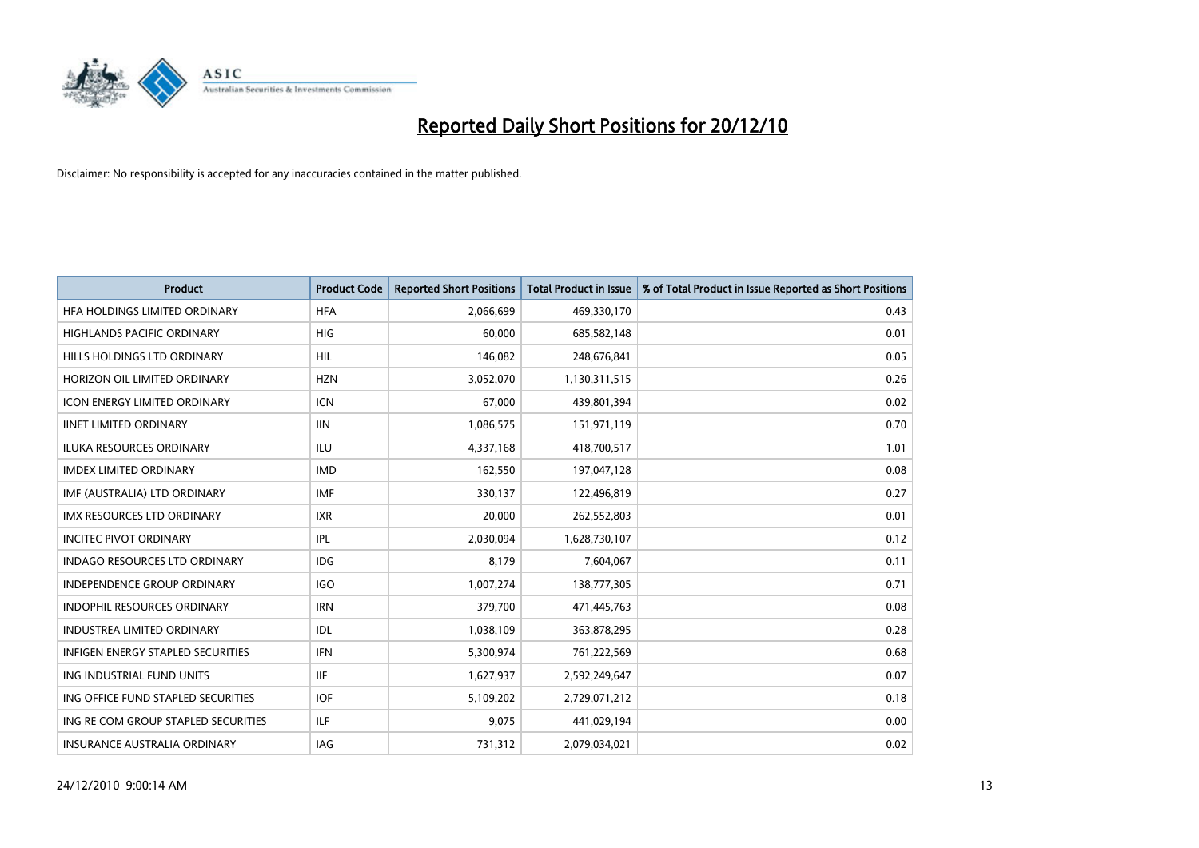# Reported Daily Short Positions for 20/12/10

Disclaimer: No responsibility is accepted for any inaccuracies contained in the matter published.

| Product | Product Code | Reported Short Positions | Total Product in Issue | % of Total Product in Issue Reported as Short Positions |
|---|---|---|---|---|
| HFA HOLDINGS LIMITED ORDINARY | HFA | 2,066,699 | 469,330,170 | 0.43 |
| HIGHLANDS PACIFIC ORDINARY | HIG | 60,000 | 685,582,148 | 0.01 |
| HILLS HOLDINGS LTD ORDINARY | HIL | 146,082 | 248,676,841 | 0.05 |
| HORIZON OIL LIMITED ORDINARY | HZN | 3,052,070 | 1,130,311,515 | 0.26 |
| ICON ENERGY LIMITED ORDINARY | ICN | 67,000 | 439,801,394 | 0.02 |
| IINET LIMITED ORDINARY | IIN | 1,086,575 | 151,971,119 | 0.70 |
| ILUKA RESOURCES ORDINARY | ILU | 4,337,168 | 418,700,517 | 1.01 |
| IMDEX LIMITED ORDINARY | IMD | 162,550 | 197,047,128 | 0.08 |
| IMF (AUSTRALIA) LTD ORDINARY | IMF | 330,137 | 122,496,819 | 0.27 |
| IMX RESOURCES LTD ORDINARY | IXR | 20,000 | 262,552,803 | 0.01 |
| INCITEC PIVOT ORDINARY | IPL | 2,030,094 | 1,628,730,107 | 0.12 |
| INDAGO RESOURCES LTD ORDINARY | IDG | 8,179 | 7,604,067 | 0.11 |
| INDEPENDENCE GROUP ORDINARY | IGO | 1,007,274 | 138,777,305 | 0.71 |
| INDOPHIL RESOURCES ORDINARY | IRN | 379,700 | 471,445,763 | 0.08 |
| INDUSTREA LIMITED ORDINARY | IDL | 1,038,109 | 363,878,295 | 0.28 |
| INFIGEN ENERGY STAPLED SECURITIES | IFN | 5,300,974 | 761,222,569 | 0.68 |
| ING INDUSTRIAL FUND UNITS | IIF | 1,627,937 | 2,592,249,647 | 0.07 |
| ING OFFICE FUND STAPLED SECURITIES | IOF | 5,109,202 | 2,729,071,212 | 0.18 |
| ING RE COM GROUP STAPLED SECURITIES | ILF | 9,075 | 441,029,194 | 0.00 |
| INSURANCE AUSTRALIA ORDINARY | IAG | 731,312 | 2,079,034,021 | 0.02 |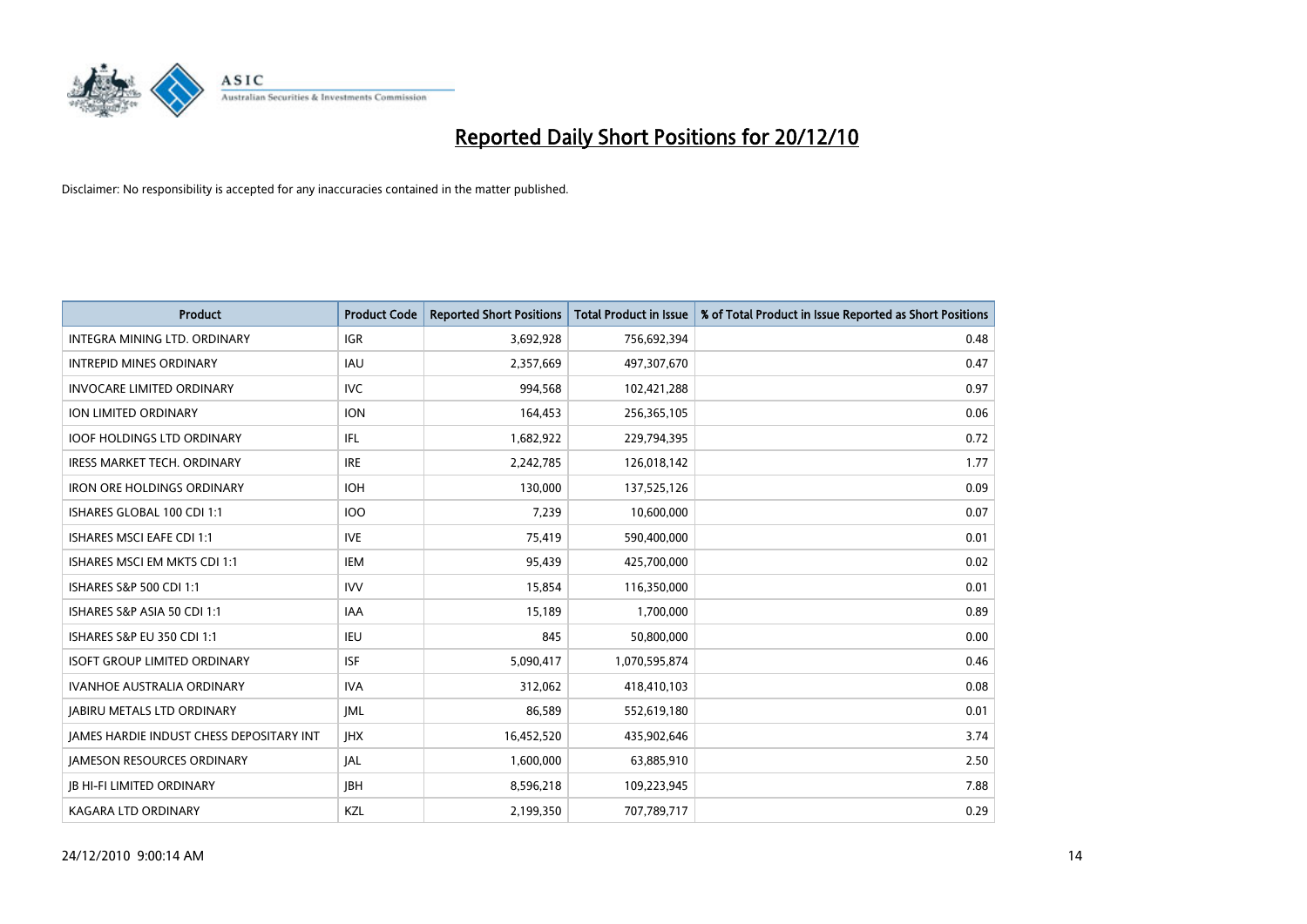# Reported Daily Short Positions for 20/12/10

Disclaimer: No responsibility is accepted for any inaccuracies contained in the matter published.

| Product | Product Code | Reported Short Positions | Total Product in Issue | % of Total Product in Issue Reported as Short Positions |
|---|---|---|---|---|
| INTEGRA MINING LTD. ORDINARY | IGR | 3,692,928 | 756,692,394 | 0.48 |
| INTREPID MINES ORDINARY | IAU | 2,357,669 | 497,307,670 | 0.47 |
| INVOCARE LIMITED ORDINARY | IVC | 994,568 | 102,421,288 | 0.97 |
| ION LIMITED ORDINARY | ION | 164,453 | 256,365,105 | 0.06 |
| IOOF HOLDINGS LTD ORDINARY | IFL | 1,682,922 | 229,794,395 | 0.72 |
| IRESS MARKET TECH. ORDINARY | IRE | 2,242,785 | 126,018,142 | 1.77 |
| IRON ORE HOLDINGS ORDINARY | IOH | 130,000 | 137,525,126 | 0.09 |
| ISHARES GLOBAL 100 CDI 1:1 | IOO | 7,239 | 10,600,000 | 0.07 |
| ISHARES MSCI EAFE CDI 1:1 | IVE | 75,419 | 590,400,000 | 0.01 |
| ISHARES MSCI EM MKTS CDI 1:1 | IEM | 95,439 | 425,700,000 | 0.02 |
| ISHARES S&P 500 CDI 1:1 | IVV | 15,854 | 116,350,000 | 0.01 |
| ISHARES S&P ASIA 50 CDI 1:1 | IAA | 15,189 | 1,700,000 | 0.89 |
| ISHARES S&P EU 350 CDI 1:1 | IEU | 845 | 50,800,000 | 0.00 |
| ISOFT GROUP LIMITED ORDINARY | ISF | 5,090,417 | 1,070,595,874 | 0.46 |
| IVANHOE AUSTRALIA ORDINARY | IVA | 312,062 | 418,410,103 | 0.08 |
| JABIRU METALS LTD ORDINARY | JML | 86,589 | 552,619,180 | 0.01 |
| JAMES HARDIE INDUST CHESS DEPOSITARY INT | JHX | 16,452,520 | 435,902,646 | 3.74 |
| JAMESON RESOURCES ORDINARY | JAL | 1,600,000 | 63,885,910 | 2.50 |
| JB HI-FI LIMITED ORDINARY | JBH | 8,596,218 | 109,223,945 | 7.88 |
| KAGARA LTD ORDINARY | KZL | 2,199,350 | 707,789,717 | 0.29 |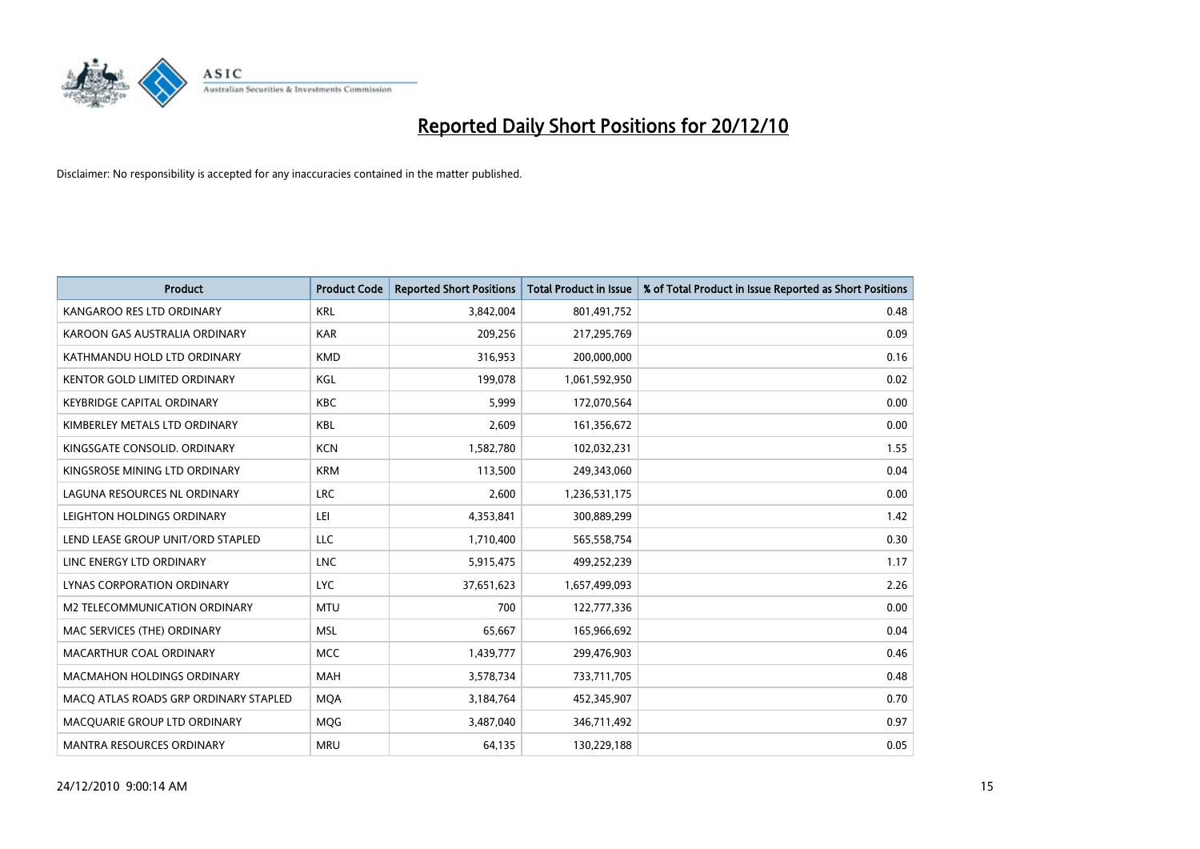# Reported Daily Short Positions for 20/12/10

Disclaimer: No responsibility is accepted for any inaccuracies contained in the matter published.

| Product | Product Code | Reported Short Positions | Total Product in Issue | % of Total Product in Issue Reported as Short Positions |
|---|---|---|---|---|
| KANGAROO RES LTD ORDINARY | KRL | 3,842,004 | 801,491,752 | 0.48 |
| KAROON GAS AUSTRALIA ORDINARY | KAR | 209,256 | 217,295,769 | 0.09 |
| KATHMANDU HOLD LTD ORDINARY | KMD | 316,953 | 200,000,000 | 0.16 |
| KENTOR GOLD LIMITED ORDINARY | KGL | 199,078 | 1,061,592,950 | 0.02 |
| KEYBRIDGE CAPITAL ORDINARY | KBC | 5,999 | 172,070,564 | 0.00 |
| KIMBERLEY METALS LTD ORDINARY | KBL | 2,609 | 161,356,672 | 0.00 |
| KINGSGATE CONSOLID. ORDINARY | KCN | 1,582,780 | 102,032,231 | 1.55 |
| KINGSROSE MINING LTD ORDINARY | KRM | 113,500 | 249,343,060 | 0.04 |
| LAGUNA RESOURCES NL ORDINARY | LRC | 2,600 | 1,236,531,175 | 0.00 |
| LEIGHTON HOLDINGS ORDINARY | LEI | 4,353,841 | 300,889,299 | 1.42 |
| LEND LEASE GROUP UNIT/ORD STAPLED | LLC | 1,710,400 | 565,558,754 | 0.30 |
| LINC ENERGY LTD ORDINARY | LNC | 5,915,475 | 499,252,239 | 1.17 |
| LYNAS CORPORATION ORDINARY | LYC | 37,651,623 | 1,657,499,093 | 2.26 |
| M2 TELECOMMUNICATION ORDINARY | MTU | 700 | 122,777,336 | 0.00 |
| MAC SERVICES (THE) ORDINARY | MSL | 65,667 | 165,966,692 | 0.04 |
| MACARTHUR COAL ORDINARY | MCC | 1,439,777 | 299,476,903 | 0.46 |
| MACMAHON HOLDINGS ORDINARY | MAH | 3,578,734 | 733,711,705 | 0.48 |
| MACQ ATLAS ROADS GRP ORDINARY STAPLED | MQA | 3,184,764 | 452,345,907 | 0.70 |
| MACQUARIE GROUP LTD ORDINARY | MQG | 3,487,040 | 346,711,492 | 0.97 |
| MANTRA RESOURCES ORDINARY | MRU | 64,135 | 130,229,188 | 0.05 |

24/12/2010 9:00:14 AM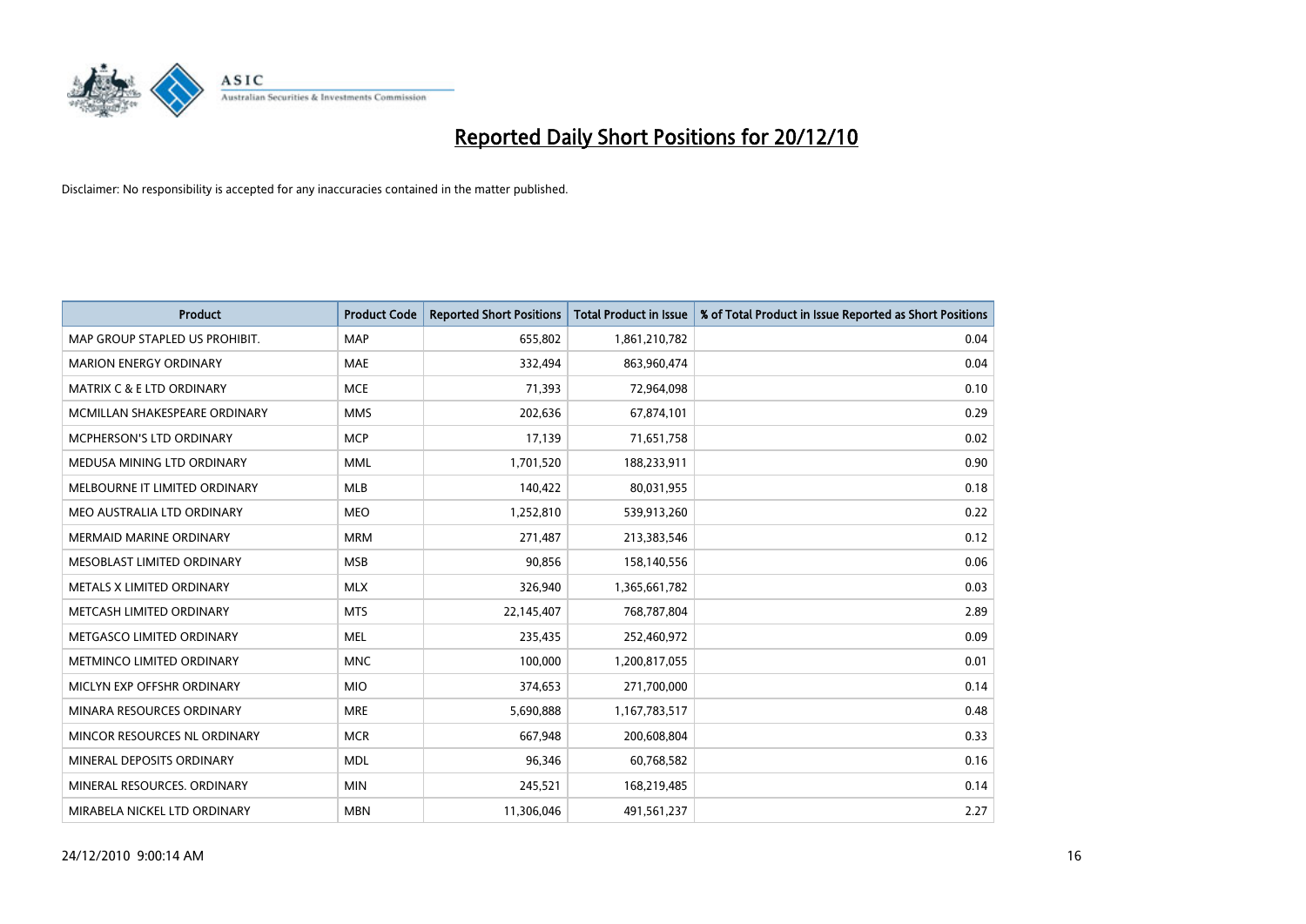# Reported Daily Short Positions for 20/12/10

Disclaimer: No responsibility is accepted for any inaccuracies contained in the matter published.

| Product | Product Code | Reported Short Positions | Total Product in Issue | % of Total Product in Issue Reported as Short Positions |
|---|---|---|---|---|
| MAP GROUP STAPLED US PROHIBIT. | MAP | 655,802 | 1,861,210,782 | 0.04 |
| MARION ENERGY ORDINARY | MAE | 332,494 | 863,960,474 | 0.04 |
| MATRIX C & E LTD ORDINARY | MCE | 71,393 | 72,964,098 | 0.10 |
| MCMILLAN SHAKESPEARE ORDINARY | MMS | 202,636 | 67,874,101 | 0.29 |
| MCPHERSON'S LTD ORDINARY | MCP | 17,139 | 71,651,758 | 0.02 |
| MEDUSA MINING LTD ORDINARY | MML | 1,701,520 | 188,233,911 | 0.90 |
| MELBOURNE IT LIMITED ORDINARY | MLB | 140,422 | 80,031,955 | 0.18 |
| MEO AUSTRALIA LTD ORDINARY | MEO | 1,252,810 | 539,913,260 | 0.22 |
| MERMAID MARINE ORDINARY | MRM | 271,487 | 213,383,546 | 0.12 |
| MESOBLAST LIMITED ORDINARY | MSB | 90,856 | 158,140,556 | 0.06 |
| METALS X LIMITED ORDINARY | MLX | 326,940 | 1,365,661,782 | 0.03 |
| METCASH LIMITED ORDINARY | MTS | 22,145,407 | 768,787,804 | 2.89 |
| METGASCO LIMITED ORDINARY | MEL | 235,435 | 252,460,972 | 0.09 |
| METMINCO LIMITED ORDINARY | MNC | 100,000 | 1,200,817,055 | 0.01 |
| MICLYN EXP OFFSHR ORDINARY | MIO | 374,653 | 271,700,000 | 0.14 |
| MINARA RESOURCES ORDINARY | MRE | 5,690,888 | 1,167,783,517 | 0.48 |
| MINCOR RESOURCES NL ORDINARY | MCR | 667,948 | 200,608,804 | 0.33 |
| MINERAL DEPOSITS ORDINARY | MDL | 96,346 | 60,768,582 | 0.16 |
| MINERAL RESOURCES. ORDINARY | MIN | 245,521 | 168,219,485 | 0.14 |
| MIRABELA NICKEL LTD ORDINARY | MBN | 11,306,046 | 491,561,237 | 2.27 |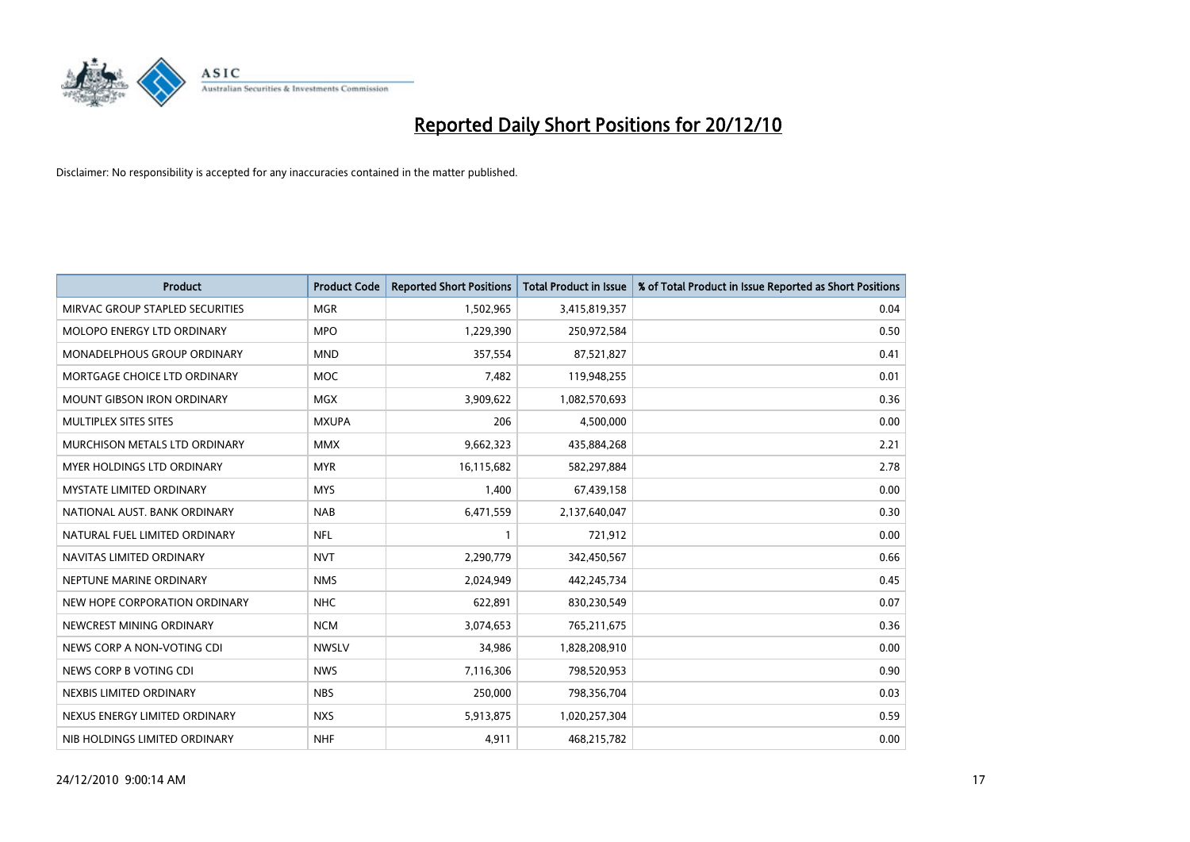# Reported Daily Short Positions for 20/12/10

Disclaimer: No responsibility is accepted for any inaccuracies contained in the matter published.

| Product | Product Code | Reported Short Positions | Total Product in Issue | % of Total Product in Issue Reported as Short Positions |
|---|---|---|---|---|
| MIRVAC GROUP STAPLED SECURITIES | MGR | 1,502,965 | 3,415,819,357 | 0.04 |
| MOLOPO ENERGY LTD ORDINARY | MPO | 1,229,390 | 250,972,584 | 0.50 |
| MONADELPHOUS GROUP ORDINARY | MND | 357,554 | 87,521,827 | 0.41 |
| MORTGAGE CHOICE LTD ORDINARY | MOC | 7,482 | 119,948,255 | 0.01 |
| MOUNT GIBSON IRON ORDINARY | MGX | 3,909,622 | 1,082,570,693 | 0.36 |
| MULTIPLEX SITES SITES | MXUPA | 206 | 4,500,000 | 0.00 |
| MURCHISON METALS LTD ORDINARY | MMX | 9,662,323 | 435,884,268 | 2.21 |
| MYER HOLDINGS LTD ORDINARY | MYR | 16,115,682 | 582,297,884 | 2.78 |
| MYSTATE LIMITED ORDINARY | MYS | 1,400 | 67,439,158 | 0.00 |
| NATIONAL AUST. BANK ORDINARY | NAB | 6,471,559 | 2,137,640,047 | 0.30 |
| NATURAL FUEL LIMITED ORDINARY | NFL | 1 | 721,912 | 0.00 |
| NAVITAS LIMITED ORDINARY | NVT | 2,290,779 | 342,450,567 | 0.66 |
| NEPTUNE MARINE ORDINARY | NMS | 2,024,949 | 442,245,734 | 0.45 |
| NEW HOPE CORPORATION ORDINARY | NHC | 622,891 | 830,230,549 | 0.07 |
| NEWCREST MINING ORDINARY | NCM | 3,074,653 | 765,211,675 | 0.36 |
| NEWS CORP A NON-VOTING CDI | NWSLV | 34,986 | 1,828,208,910 | 0.00 |
| NEWS CORP B VOTING CDI | NWS | 7,116,306 | 798,520,953 | 0.90 |
| NEXBIS LIMITED ORDINARY | NBS | 250,000 | 798,356,704 | 0.03 |
| NEXUS ENERGY LIMITED ORDINARY | NXS | 5,913,875 | 1,020,257,304 | 0.59 |
| NIB HOLDINGS LIMITED ORDINARY | NHF | 4,911 | 468,215,782 | 0.00 |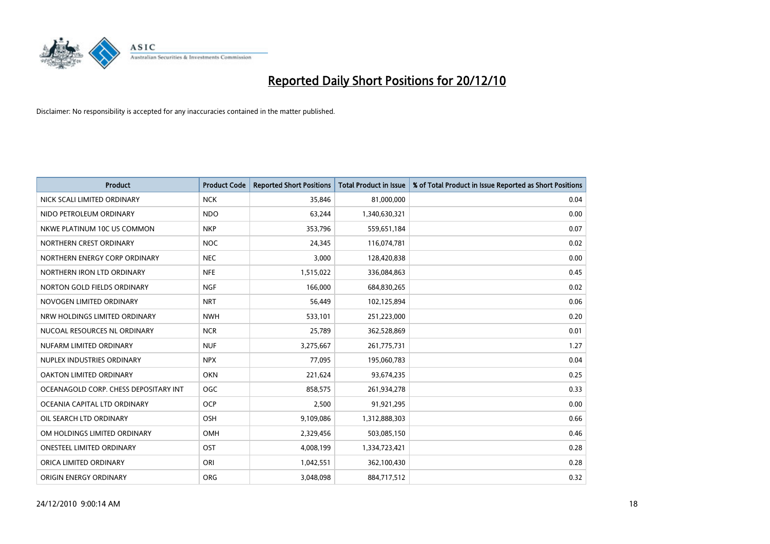# Reported Daily Short Positions for 20/12/10

Disclaimer: No responsibility is accepted for any inaccuracies contained in the matter published.

| Product | Product Code | Reported Short Positions | Total Product in Issue | % of Total Product in Issue Reported as Short Positions |
|---|---|---|---|---|
| NICK SCALI LIMITED ORDINARY | NCK | 35,846 | 81,000,000 | 0.04 |
| NIDO PETROLEUM ORDINARY | NDO | 63,244 | 1,340,630,321 | 0.00 |
| NKWE PLATINUM 10C US COMMON | NKP | 353,796 | 559,651,184 | 0.07 |
| NORTHERN CREST ORDINARY | NOC | 24,345 | 116,074,781 | 0.02 |
| NORTHERN ENERGY CORP ORDINARY | NEC | 3,000 | 128,420,838 | 0.00 |
| NORTHERN IRON LTD ORDINARY | NFE | 1,515,022 | 336,084,863 | 0.45 |
| NORTON GOLD FIELDS ORDINARY | NGF | 166,000 | 684,830,265 | 0.02 |
| NOVOGEN LIMITED ORDINARY | NRT | 56,449 | 102,125,894 | 0.06 |
| NRW HOLDINGS LIMITED ORDINARY | NWH | 533,101 | 251,223,000 | 0.20 |
| NUCOAL RESOURCES NL ORDINARY | NCR | 25,789 | 362,528,869 | 0.01 |
| NUFARM LIMITED ORDINARY | NUF | 3,275,667 | 261,775,731 | 1.27 |
| NUPLEX INDUSTRIES ORDINARY | NPX | 77,095 | 195,060,783 | 0.04 |
| OAKTON LIMITED ORDINARY | OKN | 221,624 | 93,674,235 | 0.25 |
| OCEANAGOLD CORP. CHESS DEPOSITARY INT | OGC | 858,575 | 261,934,278 | 0.33 |
| OCEANIA CAPITAL LTD ORDINARY | OCP | 2,500 | 91,921,295 | 0.00 |
| OIL SEARCH LTD ORDINARY | OSH | 9,109,086 | 1,312,888,303 | 0.66 |
| OM HOLDINGS LIMITED ORDINARY | OMH | 2,329,456 | 503,085,150 | 0.46 |
| ONESTEEL LIMITED ORDINARY | OST | 4,008,199 | 1,334,723,421 | 0.28 |
| ORICA LIMITED ORDINARY | ORI | 1,042,551 | 362,100,430 | 0.28 |
| ORIGIN ENERGY ORDINARY | ORG | 3,048,098 | 884,717,512 | 0.32 |

24/12/2010 9:00:14 AM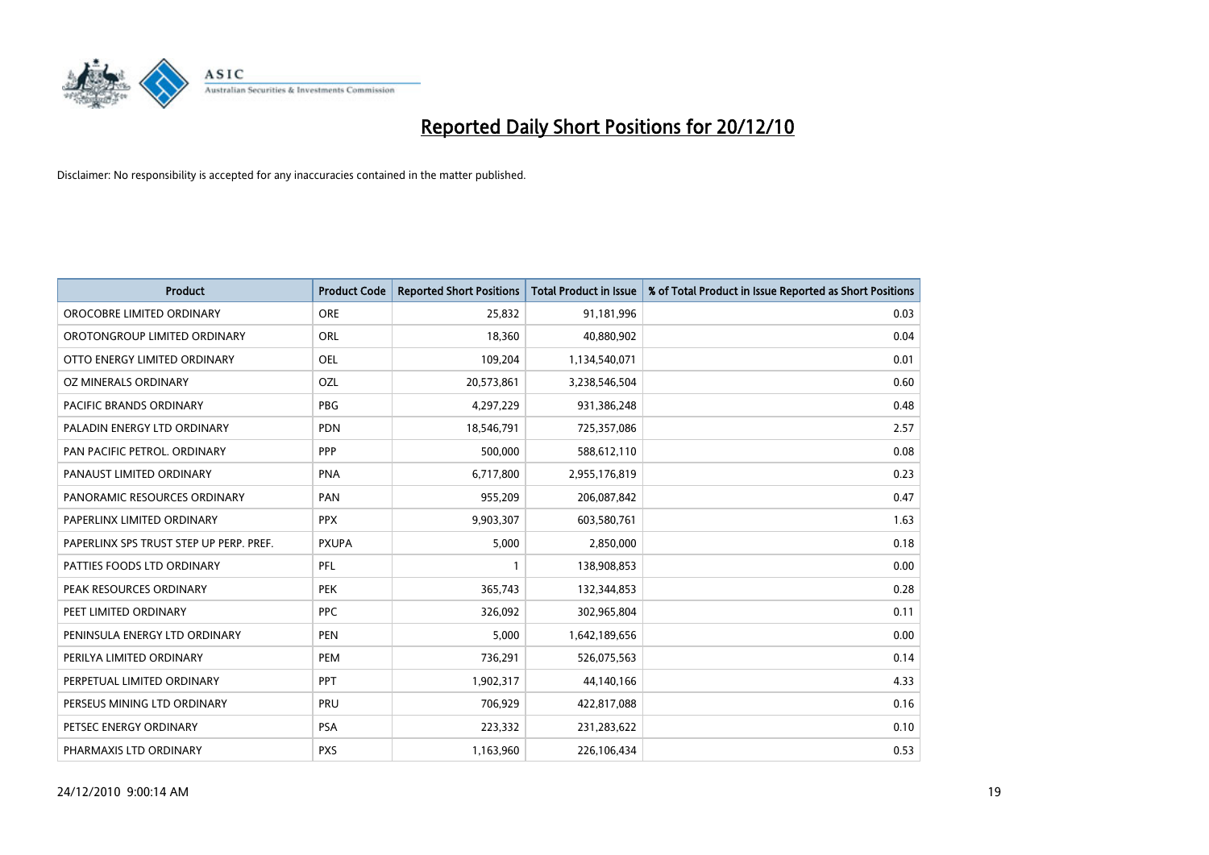# Reported Daily Short Positions for 20/12/10

Disclaimer: No responsibility is accepted for any inaccuracies contained in the matter published.

| Product | Product Code | Reported Short Positions | Total Product in Issue | % of Total Product in Issue Reported as Short Positions |
|---|---|---|---|---|
| OROCOBRE LIMITED ORDINARY | ORE | 25,832 | 91,181,996 | 0.03 |
| OROTONGROUP LIMITED ORDINARY | ORL | 18,360 | 40,880,902 | 0.04 |
| OTTO ENERGY LIMITED ORDINARY | OEL | 109,204 | 1,134,540,071 | 0.01 |
| OZ MINERALS ORDINARY | OZL | 20,573,861 | 3,238,546,504 | 0.60 |
| PACIFIC BRANDS ORDINARY | PBG | 4,297,229 | 931,386,248 | 0.48 |
| PALADIN ENERGY LTD ORDINARY | PDN | 18,546,791 | 725,357,086 | 2.57 |
| PAN PACIFIC PETROL. ORDINARY | PPP | 500,000 | 588,612,110 | 0.08 |
| PANAUST LIMITED ORDINARY | PNA | 6,717,800 | 2,955,176,819 | 0.23 |
| PANORAMIC RESOURCES ORDINARY | PAN | 955,209 | 206,087,842 | 0.47 |
| PAPERLINX LIMITED ORDINARY | PPX | 9,903,307 | 603,580,761 | 1.63 |
| PAPERLINX SPS TRUST STEP UP PERP. PREF. | PXUPA | 5,000 | 2,850,000 | 0.18 |
| PATTIES FOODS LTD ORDINARY | PFL | 1 | 138,908,853 | 0.00 |
| PEAK RESOURCES ORDINARY | PEK | 365,743 | 132,344,853 | 0.28 |
| PEET LIMITED ORDINARY | PPC | 326,092 | 302,965,804 | 0.11 |
| PENINSULA ENERGY LTD ORDINARY | PEN | 5,000 | 1,642,189,656 | 0.00 |
| PERILYA LIMITED ORDINARY | PEM | 736,291 | 526,075,563 | 0.14 |
| PERPETUAL LIMITED ORDINARY | PPT | 1,902,317 | 44,140,166 | 4.33 |
| PERSEUS MINING LTD ORDINARY | PRU | 706,929 | 422,817,088 | 0.16 |
| PETSEC ENERGY ORDINARY | PSA | 223,332 | 231,283,622 | 0.10 |
| PHARMAXIS LTD ORDINARY | PXS | 1,163,960 | 226,106,434 | 0.53 |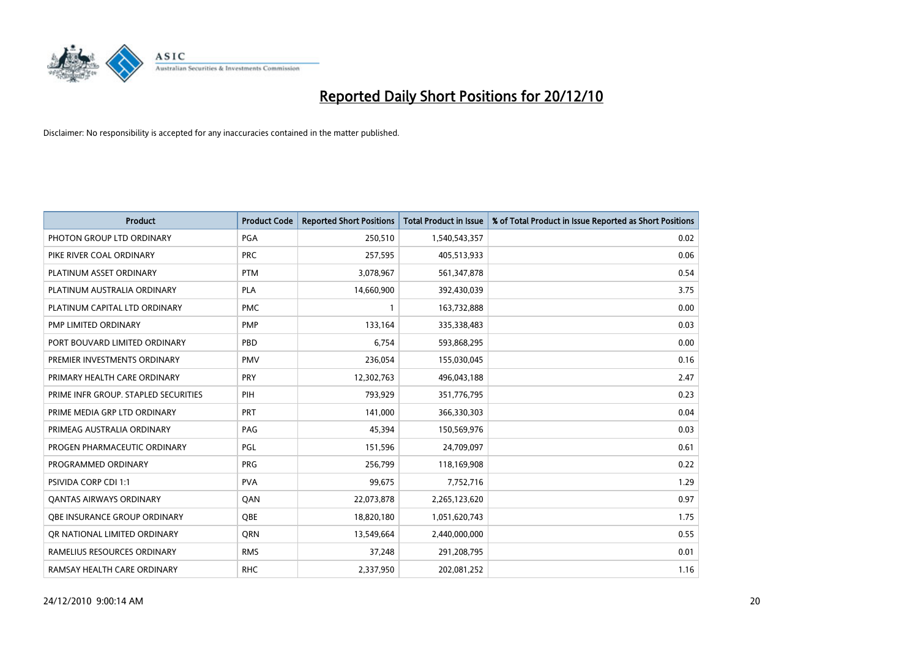# Reported Daily Short Positions for 20/12/10

Disclaimer: No responsibility is accepted for any inaccuracies contained in the matter published.

| Product | Product Code | Reported Short Positions | Total Product in Issue | % of Total Product in Issue Reported as Short Positions |
| --- | --- | --- | --- | --- |
| PHOTON GROUP LTD ORDINARY | PGA | 250,510 | 1,540,543,357 | 0.02 |
| PIKE RIVER COAL ORDINARY | PRC | 257,595 | 405,513,933 | 0.06 |
| PLATINUM ASSET ORDINARY | PTM | 3,078,967 | 561,347,878 | 0.54 |
| PLATINUM AUSTRALIA ORDINARY | PLA | 14,660,900 | 392,430,039 | 3.75 |
| PLATINUM CAPITAL LTD ORDINARY | PMC | 1 | 163,732,888 | 0.00 |
| PMP LIMITED ORDINARY | PMP | 133,164 | 335,338,483 | 0.03 |
| PORT BOUVARD LIMITED ORDINARY | PBD | 6,754 | 593,868,295 | 0.00 |
| PREMIER INVESTMENTS ORDINARY | PMV | 236,054 | 155,030,045 | 0.16 |
| PRIMARY HEALTH CARE ORDINARY | PRY | 12,302,763 | 496,043,188 | 2.47 |
| PRIME INFR GROUP. STAPLED SECURITIES | PIH | 793,929 | 351,776,795 | 0.23 |
| PRIME MEDIA GRP LTD ORDINARY | PRT | 141,000 | 366,330,303 | 0.04 |
| PRIMEAG AUSTRALIA ORDINARY | PAG | 45,394 | 150,569,976 | 0.03 |
| PROGEN PHARMACEUTIC ORDINARY | PGL | 151,596 | 24,709,097 | 0.61 |
| PROGRAMMED ORDINARY | PRG | 256,799 | 118,169,908 | 0.22 |
| PSIVIDA CORP CDI 1:1 | PVA | 99,675 | 7,752,716 | 1.29 |
| QANTAS AIRWAYS ORDINARY | QAN | 22,073,878 | 2,265,123,620 | 0.97 |
| QBE INSURANCE GROUP ORDINARY | QBE | 18,820,180 | 1,051,620,743 | 1.75 |
| QR NATIONAL LIMITED ORDINARY | QRN | 13,549,664 | 2,440,000,000 | 0.55 |
| RAMELIUS RESOURCES ORDINARY | RMS | 37,248 | 291,208,795 | 0.01 |
| RAMSAY HEALTH CARE ORDINARY | RHC | 2,337,950 | 202,081,252 | 1.16 |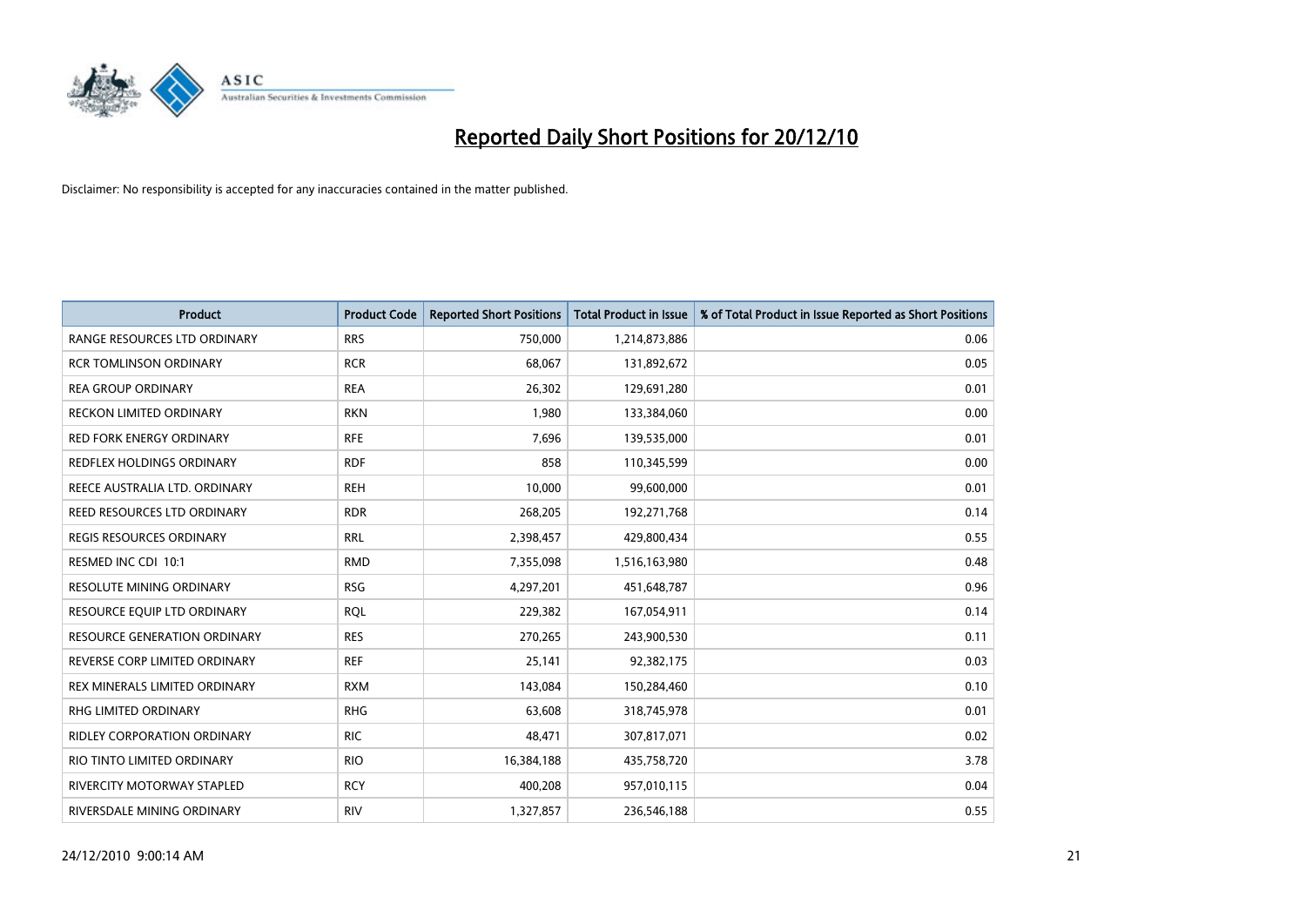# Reported Daily Short Positions for 20/12/10

Disclaimer: No responsibility is accepted for any inaccuracies contained in the matter published.

| Product | Product Code | Reported Short Positions | Total Product in Issue | % of Total Product in Issue Reported as Short Positions |
|---|---|---|---|---|
| RANGE RESOURCES LTD ORDINARY | RRS | 750,000 | 1,214,873,886 | 0.06 |
| RCR TOMLINSON ORDINARY | RCR | 68,067 | 131,892,672 | 0.05 |
| REA GROUP ORDINARY | REA | 26,302 | 129,691,280 | 0.01 |
| RECKON LIMITED ORDINARY | RKN | 1,980 | 133,384,060 | 0.00 |
| RED FORK ENERGY ORDINARY | RFE | 7,696 | 139,535,000 | 0.01 |
| REDFLEX HOLDINGS ORDINARY | RDF | 858 | 110,345,599 | 0.00 |
| REECE AUSTRALIA LTD. ORDINARY | REH | 10,000 | 99,600,000 | 0.01 |
| REED RESOURCES LTD ORDINARY | RDR | 268,205 | 192,271,768 | 0.14 |
| REGIS RESOURCES ORDINARY | RRL | 2,398,457 | 429,800,434 | 0.55 |
| RESMED INC CDI 10:1 | RMD | 7,355,098 | 1,516,163,980 | 0.48 |
| RESOLUTE MINING ORDINARY | RSG | 4,297,201 | 451,648,787 | 0.96 |
| RESOURCE EQUIP LTD ORDINARY | RQL | 229,382 | 167,054,911 | 0.14 |
| RESOURCE GENERATION ORDINARY | RES | 270,265 | 243,900,530 | 0.11 |
| REVERSE CORP LIMITED ORDINARY | REF | 25,141 | 92,382,175 | 0.03 |
| REX MINERALS LIMITED ORDINARY | RXM | 143,084 | 150,284,460 | 0.10 |
| RHG LIMITED ORDINARY | RHG | 63,608 | 318,745,978 | 0.01 |
| RIDLEY CORPORATION ORDINARY | RIC | 48,471 | 307,817,071 | 0.02 |
| RIO TINTO LIMITED ORDINARY | RIO | 16,384,188 | 435,758,720 | 3.78 |
| RIVERCITY MOTORWAY STAPLED | RCY | 400,208 | 957,010,115 | 0.04 |
| RIVERSDALE MINING ORDINARY | RIV | 1,327,857 | 236,546,188 | 0.55 |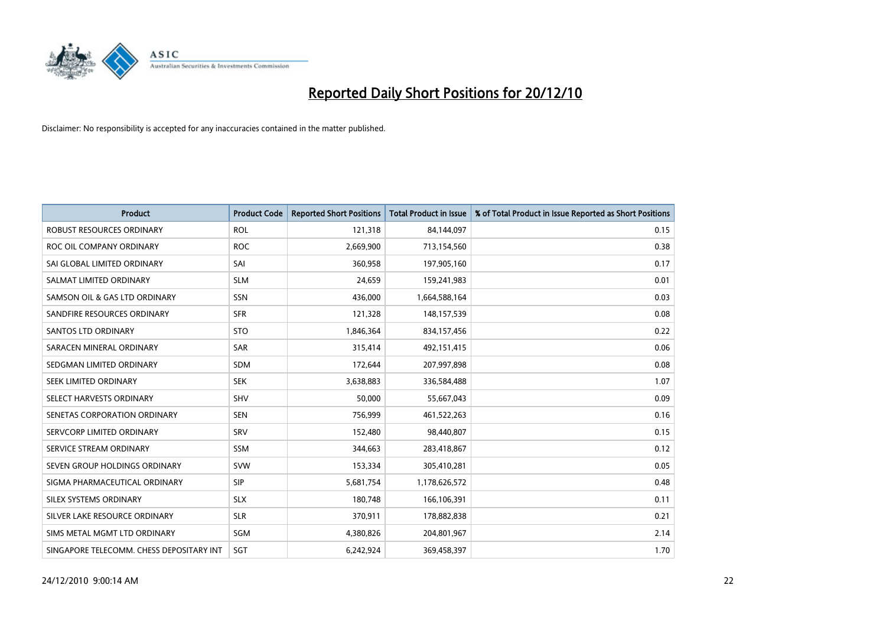# Reported Daily Short Positions for 20/12/10

Disclaimer: No responsibility is accepted for any inaccuracies contained in the matter published.

| Product | Product Code | Reported Short Positions | Total Product in Issue | % of Total Product in Issue Reported as Short Positions |
|---|---|---|---|---|
| ROBUST RESOURCES ORDINARY | ROL | 121,318 | 84,144,097 | 0.15 |
| ROC OIL COMPANY ORDINARY | ROC | 2,669,900 | 713,154,560 | 0.38 |
| SAI GLOBAL LIMITED ORDINARY | SAI | 360,958 | 197,905,160 | 0.17 |
| SALMAT LIMITED ORDINARY | SLM | 24,659 | 159,241,983 | 0.01 |
| SAMSON OIL & GAS LTD ORDINARY | SSN | 436,000 | 1,664,588,164 | 0.03 |
| SANDFIRE RESOURCES ORDINARY | SFR | 121,328 | 148,157,539 | 0.08 |
| SANTOS LTD ORDINARY | STO | 1,846,364 | 834,157,456 | 0.22 |
| SARACEN MINERAL ORDINARY | SAR | 315,414 | 492,151,415 | 0.06 |
| SEDGMAN LIMITED ORDINARY | SDM | 172,644 | 207,997,898 | 0.08 |
| SEEK LIMITED ORDINARY | SEK | 3,638,883 | 336,584,488 | 1.07 |
| SELECT HARVESTS ORDINARY | SHV | 50,000 | 55,667,043 | 0.09 |
| SENETAS CORPORATION ORDINARY | SEN | 756,999 | 461,522,263 | 0.16 |
| SERVCORP LIMITED ORDINARY | SRV | 152,480 | 98,440,807 | 0.15 |
| SERVICE STREAM ORDINARY | SSM | 344,663 | 283,418,867 | 0.12 |
| SEVEN GROUP HOLDINGS ORDINARY | SVW | 153,334 | 305,410,281 | 0.05 |
| SIGMA PHARMACEUTICAL ORDINARY | SIP | 5,681,754 | 1,178,626,572 | 0.48 |
| SILEX SYSTEMS ORDINARY | SLX | 180,748 | 166,106,391 | 0.11 |
| SILVER LAKE RESOURCE ORDINARY | SLR | 370,911 | 178,882,838 | 0.21 |
| SIMS METAL MGMT LTD ORDINARY | SGM | 4,380,826 | 204,801,967 | 2.14 |
| SINGAPORE TELECOMM. CHESS DEPOSITARY INT | SGT | 6,242,924 | 369,458,397 | 1.70 |

24/12/2010 9:00:14 AM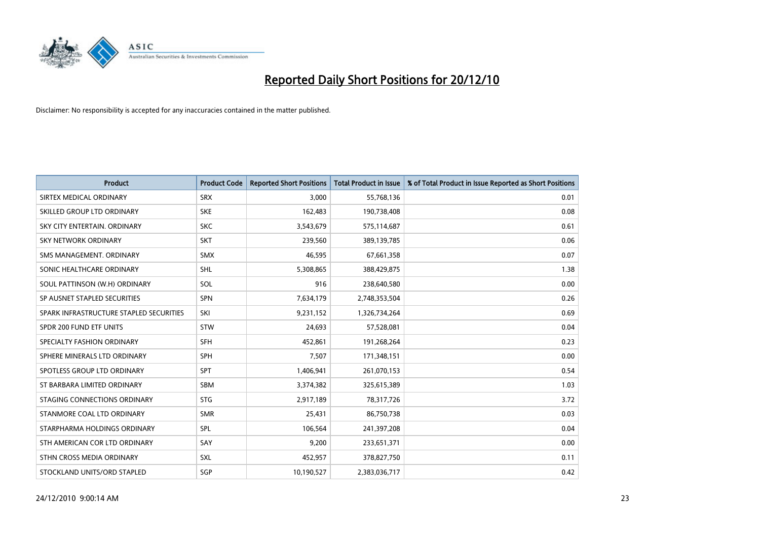# Reported Daily Short Positions for 20/12/10

Disclaimer: No responsibility is accepted for any inaccuracies contained in the matter published.

| Product | Product Code | Reported Short Positions | Total Product in Issue | % of Total Product in Issue Reported as Short Positions |
|---|---|---|---|---|
| SIRTEX MEDICAL ORDINARY | SRX | 3,000 | 55,768,136 | 0.01 |
| SKILLED GROUP LTD ORDINARY | SKE | 162,483 | 190,738,408 | 0.08 |
| SKY CITY ENTERTAIN. ORDINARY | SKC | 3,543,679 | 575,114,687 | 0.61 |
| SKY NETWORK ORDINARY | SKT | 239,560 | 389,139,785 | 0.06 |
| SMS MANAGEMENT. ORDINARY | SMX | 46,595 | 67,661,358 | 0.07 |
| SONIC HEALTHCARE ORDINARY | SHL | 5,308,865 | 388,429,875 | 1.38 |
| SOUL PATTINSON (W.H) ORDINARY | SOL | 916 | 238,640,580 | 0.00 |
| SP AUSNET STAPLED SECURITIES | SPN | 7,634,179 | 2,748,353,504 | 0.26 |
| SPARK INFRASTRUCTURE STAPLED SECURITIES | SKI | 9,231,152 | 1,326,734,264 | 0.69 |
| SPDR 200 FUND ETF UNITS | STW | 24,693 | 57,528,081 | 0.04 |
| SPECIALTY FASHION ORDINARY | SFH | 452,861 | 191,268,264 | 0.23 |
| SPHERE MINERALS LTD ORDINARY | SPH | 7,507 | 171,348,151 | 0.00 |
| SPOTLESS GROUP LTD ORDINARY | SPT | 1,406,941 | 261,070,153 | 0.54 |
| ST BARBARA LIMITED ORDINARY | SBM | 3,374,382 | 325,615,389 | 1.03 |
| STAGING CONNECTIONS ORDINARY | STG | 2,917,189 | 78,317,726 | 3.72 |
| STANMORE COAL LTD ORDINARY | SMR | 25,431 | 86,750,738 | 0.03 |
| STARPHARMA HOLDINGS ORDINARY | SPL | 106,564 | 241,397,208 | 0.04 |
| STH AMERICAN COR LTD ORDINARY | SAY | 9,200 | 233,651,371 | 0.00 |
| STHN CROSS MEDIA ORDINARY | SXL | 452,957 | 378,827,750 | 0.11 |
| STOCKLAND UNITS/ORD STAPLED | SGP | 10,190,527 | 2,383,036,717 | 0.42 |

24/12/2010 9:00:14 AM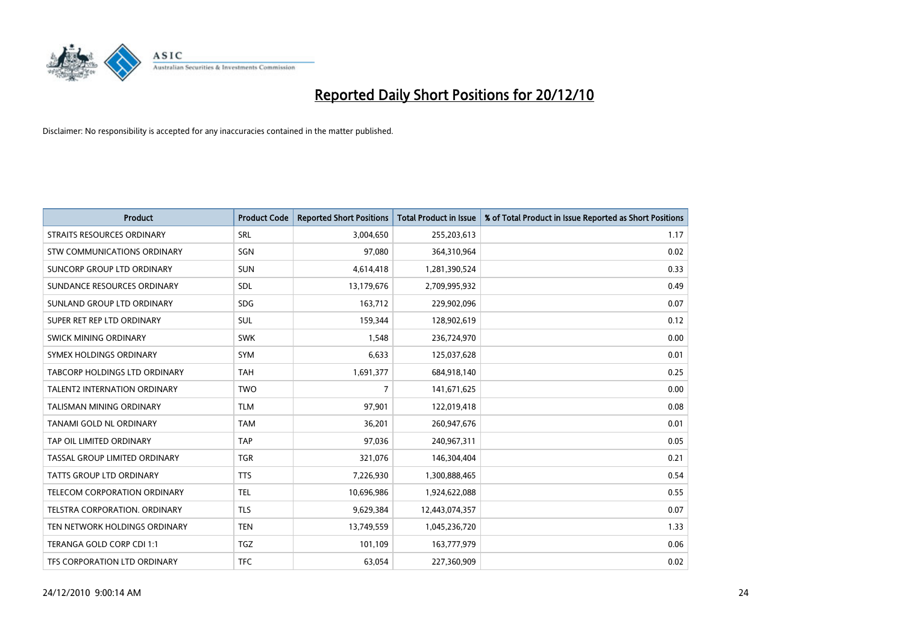# Reported Daily Short Positions for 20/12/10

Disclaimer: No responsibility is accepted for any inaccuracies contained in the matter published.

| Product | Product Code | Reported Short Positions | Total Product in Issue | % of Total Product in Issue Reported as Short Positions |
| --- | --- | --- | --- | --- |
| STRAITS RESOURCES ORDINARY | SRL | 3,004,650 | 255,203,613 | 1.17 |
| STW COMMUNICATIONS ORDINARY | SGN | 97,080 | 364,310,964 | 0.02 |
| SUNCORP GROUP LTD ORDINARY | SUN | 4,614,418 | 1,281,390,524 | 0.33 |
| SUNDANCE RESOURCES ORDINARY | SDL | 13,179,676 | 2,709,995,932 | 0.49 |
| SUNLAND GROUP LTD ORDINARY | SDG | 163,712 | 229,902,096 | 0.07 |
| SUPER RET REP LTD ORDINARY | SUL | 159,344 | 128,902,619 | 0.12 |
| SWICK MINING ORDINARY | SWK | 1,548 | 236,724,970 | 0.00 |
| SYMEX HOLDINGS ORDINARY | SYM | 6,633 | 125,037,628 | 0.01 |
| TABCORP HOLDINGS LTD ORDINARY | TAH | 1,691,377 | 684,918,140 | 0.25 |
| TALENT2 INTERNATION ORDINARY | TWO | 7 | 141,671,625 | 0.00 |
| TALISMAN MINING ORDINARY | TLM | 97,901 | 122,019,418 | 0.08 |
| TANAMI GOLD NL ORDINARY | TAM | 36,201 | 260,947,676 | 0.01 |
| TAP OIL LIMITED ORDINARY | TAP | 97,036 | 240,967,311 | 0.05 |
| TASSAL GROUP LIMITED ORDINARY | TGR | 321,076 | 146,304,404 | 0.21 |
| TATTS GROUP LTD ORDINARY | TTS | 7,226,930 | 1,300,888,465 | 0.54 |
| TELECOM CORPORATION ORDINARY | TEL | 10,696,986 | 1,924,622,088 | 0.55 |
| TELSTRA CORPORATION. ORDINARY | TLS | 9,629,384 | 12,443,074,357 | 0.07 |
| TEN NETWORK HOLDINGS ORDINARY | TEN | 13,749,559 | 1,045,236,720 | 1.33 |
| TERANGA GOLD CORP CDI 1:1 | TGZ | 101,109 | 163,777,979 | 0.06 |
| TFS CORPORATION LTD ORDINARY | TFC | 63,054 | 227,360,909 | 0.02 |

24/12/2010 9:00:14 AM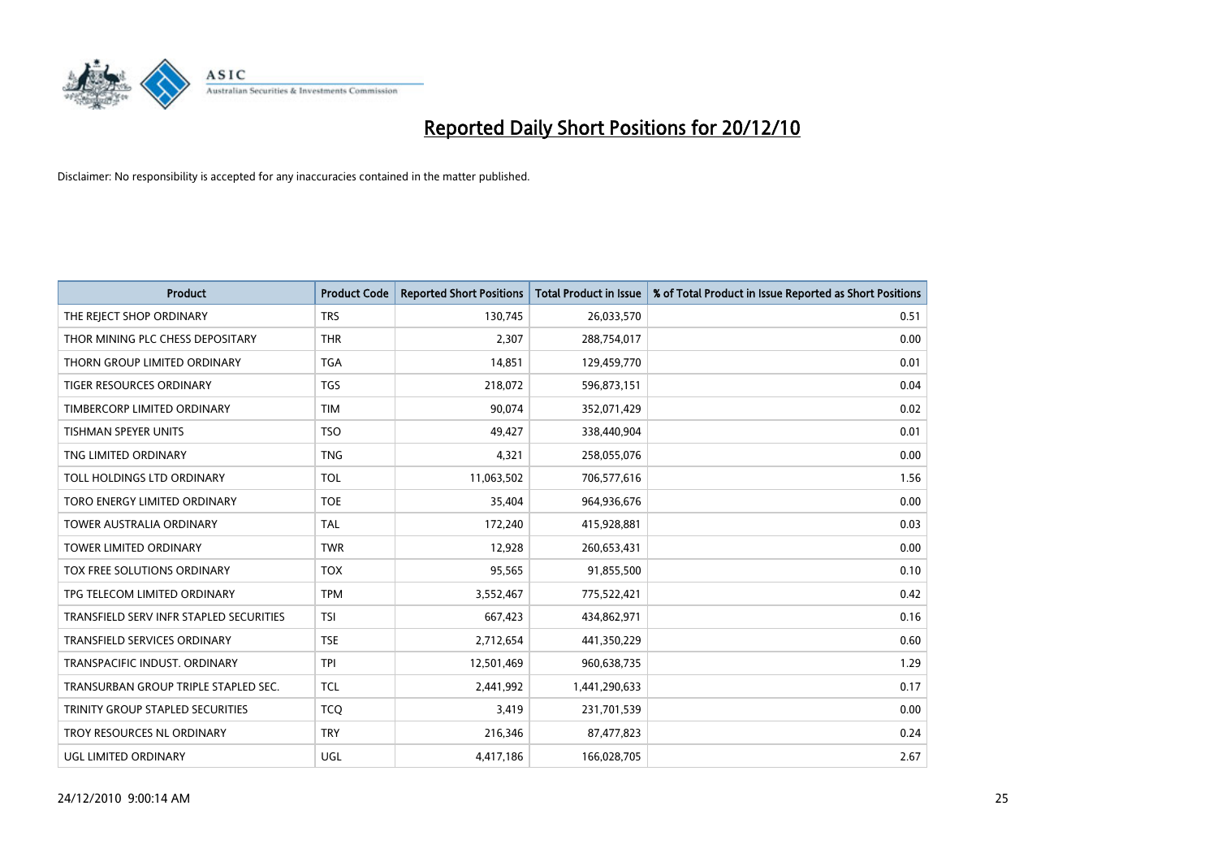# Reported Daily Short Positions for 20/12/10

Disclaimer: No responsibility is accepted for any inaccuracies contained in the matter published.

| Product | Product Code | Reported Short Positions | Total Product in Issue | % of Total Product in Issue Reported as Short Positions |
|---|---|---|---|---|
| THE REJECT SHOP ORDINARY | TRS | 130,745 | 26,033,570 | 0.51 |
| THOR MINING PLC CHESS DEPOSITARY | THR | 2,307 | 288,754,017 | 0.00 |
| THORN GROUP LIMITED ORDINARY | TGA | 14,851 | 129,459,770 | 0.01 |
| TIGER RESOURCES ORDINARY | TGS | 218,072 | 596,873,151 | 0.04 |
| TIMBERCORP LIMITED ORDINARY | TIM | 90,074 | 352,071,429 | 0.02 |
| TISHMAN SPEYER UNITS | TSO | 49,427 | 338,440,904 | 0.01 |
| TNG LIMITED ORDINARY | TNG | 4,321 | 258,055,076 | 0.00 |
| TOLL HOLDINGS LTD ORDINARY | TOL | 11,063,502 | 706,577,616 | 1.56 |
| TORO ENERGY LIMITED ORDINARY | TOE | 35,404 | 964,936,676 | 0.00 |
| TOWER AUSTRALIA ORDINARY | TAL | 172,240 | 415,928,881 | 0.03 |
| TOWER LIMITED ORDINARY | TWR | 12,928 | 260,653,431 | 0.00 |
| TOX FREE SOLUTIONS ORDINARY | TOX | 95,565 | 91,855,500 | 0.10 |
| TPG TELECOM LIMITED ORDINARY | TPM | 3,552,467 | 775,522,421 | 0.42 |
| TRANSFIELD SERV INFR STAPLED SECURITIES | TSI | 667,423 | 434,862,971 | 0.16 |
| TRANSFIELD SERVICES ORDINARY | TSE | 2,712,654 | 441,350,229 | 0.60 |
| TRANSPACIFIC INDUST. ORDINARY | TPI | 12,501,469 | 960,638,735 | 1.29 |
| TRANSURBAN GROUP TRIPLE STAPLED SEC. | TCL | 2,441,992 | 1,441,290,633 | 0.17 |
| TRINITY GROUP STAPLED SECURITIES | TCQ | 3,419 | 231,701,539 | 0.00 |
| TROY RESOURCES NL ORDINARY | TRY | 216,346 | 87,477,823 | 0.24 |
| UGL LIMITED ORDINARY | UGL | 4,417,186 | 166,028,705 | 2.67 |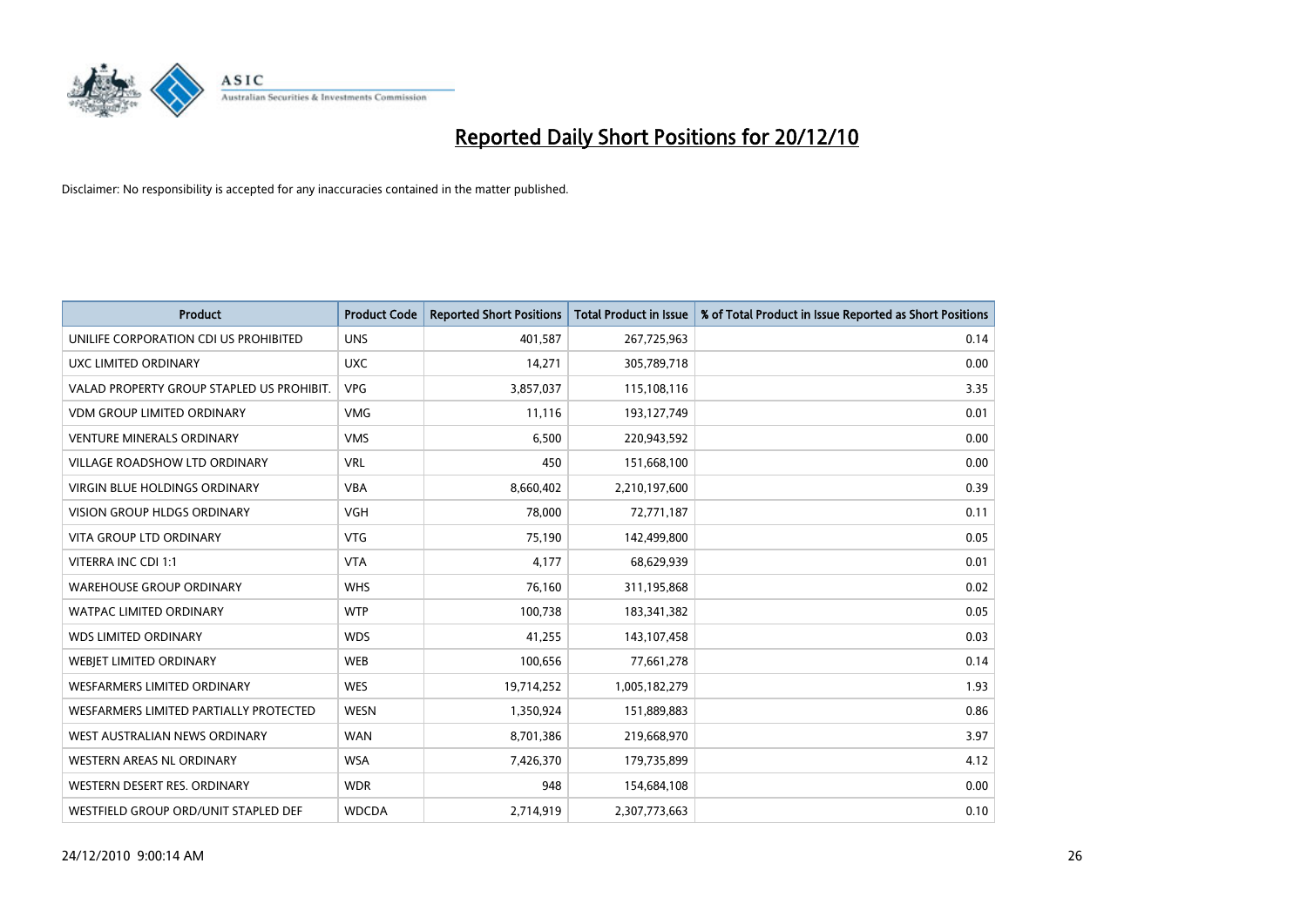# Reported Daily Short Positions for 20/12/10

Disclaimer: No responsibility is accepted for any inaccuracies contained in the matter published.

| Product | Product Code | Reported Short Positions | Total Product in Issue | % of Total Product in Issue Reported as Short Positions |
|---|---|---|---|---|
| UNILIFE CORPORATION CDI US PROHIBITED | UNS | 401,587 | 267,725,963 | 0.14 |
| UXC LIMITED ORDINARY | UXC | 14,271 | 305,789,718 | 0.00 |
| VALAD PROPERTY GROUP STAPLED US PROHIBIT. | VPG | 3,857,037 | 115,108,116 | 3.35 |
| VDM GROUP LIMITED ORDINARY | VMG | 11,116 | 193,127,749 | 0.01 |
| VENTURE MINERALS ORDINARY | VMS | 6,500 | 220,943,592 | 0.00 |
| VILLAGE ROADSHOW LTD ORDINARY | VRL | 450 | 151,668,100 | 0.00 |
| VIRGIN BLUE HOLDINGS ORDINARY | VBA | 8,660,402 | 2,210,197,600 | 0.39 |
| VISION GROUP HLDGS ORDINARY | VGH | 78,000 | 72,771,187 | 0.11 |
| VITA GROUP LTD ORDINARY | VTG | 75,190 | 142,499,800 | 0.05 |
| VITERRA INC CDI 1:1 | VTA | 4,177 | 68,629,939 | 0.01 |
| WAREHOUSE GROUP ORDINARY | WHS | 76,160 | 311,195,868 | 0.02 |
| WATPAC LIMITED ORDINARY | WTP | 100,738 | 183,341,382 | 0.05 |
| WDS LIMITED ORDINARY | WDS | 41,255 | 143,107,458 | 0.03 |
| WEBJET LIMITED ORDINARY | WEB | 100,656 | 77,661,278 | 0.14 |
| WESFARMERS LIMITED ORDINARY | WES | 19,714,252 | 1,005,182,279 | 1.93 |
| WESFARMERS LIMITED PARTIALLY PROTECTED | WESN | 1,350,924 | 151,889,883 | 0.86 |
| WEST AUSTRALIAN NEWS ORDINARY | WAN | 8,701,386 | 219,668,970 | 3.97 |
| WESTERN AREAS NL ORDINARY | WSA | 7,426,370 | 179,735,899 | 4.12 |
| WESTERN DESERT RES. ORDINARY | WDR | 948 | 154,684,108 | 0.00 |
| WESTFIELD GROUP ORD/UNIT STAPLED DEF | WDCDA | 2,714,919 | 2,307,773,663 | 0.10 |

24/12/2010 9:00:14 AM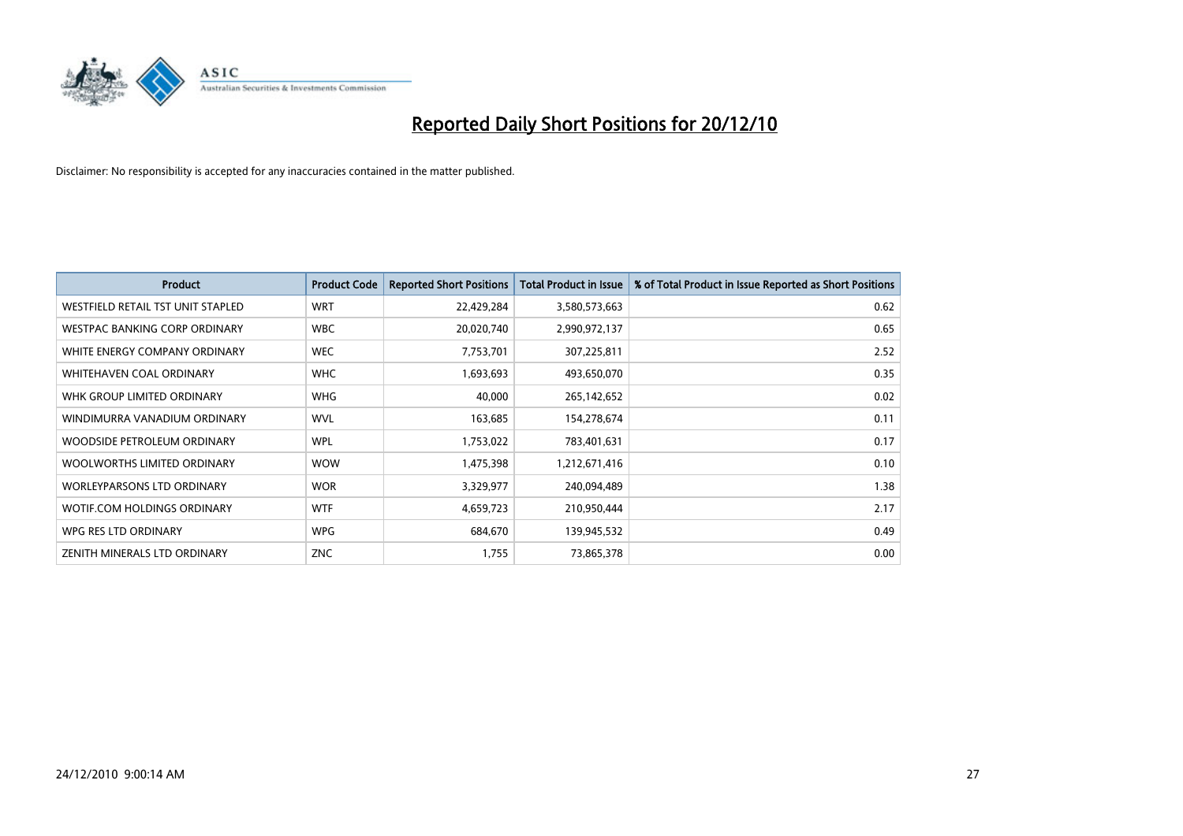# Reported Daily Short Positions for 20/12/10

Disclaimer: No responsibility is accepted for any inaccuracies contained in the matter published.

| Product | Product Code | Reported Short Positions | Total Product in Issue | % of Total Product in Issue Reported as Short Positions |
| --- | --- | --- | --- | --- |
| WESTFIELD RETAIL TST UNIT STAPLED | WRT | 22,429,284 | 3,580,573,663 | 0.62 |
| WESTPAC BANKING CORP ORDINARY | WBC | 20,020,740 | 2,990,972,137 | 0.65 |
| WHITE ENERGY COMPANY ORDINARY | WEC | 7,753,701 | 307,225,811 | 2.52 |
| WHITEHAVEN COAL ORDINARY | WHC | 1,693,693 | 493,650,070 | 0.35 |
| WHK GROUP LIMITED ORDINARY | WHG | 40,000 | 265,142,652 | 0.02 |
| WINDIMURRA VANADIUM ORDINARY | WVL | 163,685 | 154,278,674 | 0.11 |
| WOODSIDE PETROLEUM ORDINARY | WPL | 1,753,022 | 783,401,631 | 0.17 |
| WOOLWORTHS LIMITED ORDINARY | WOW | 1,475,398 | 1,212,671,416 | 0.10 |
| WORLEYPARSONS LTD ORDINARY | WOR | 3,329,977 | 240,094,489 | 1.38 |
| WOTIF.COM HOLDINGS ORDINARY | WTF | 4,659,723 | 210,950,444 | 2.17 |
| WPG RES LTD ORDINARY | WPG | 684,670 | 139,945,532 | 0.49 |
| ZENITH MINERALS LTD ORDINARY | ZNC | 1,755 | 73,865,378 | 0.00 |